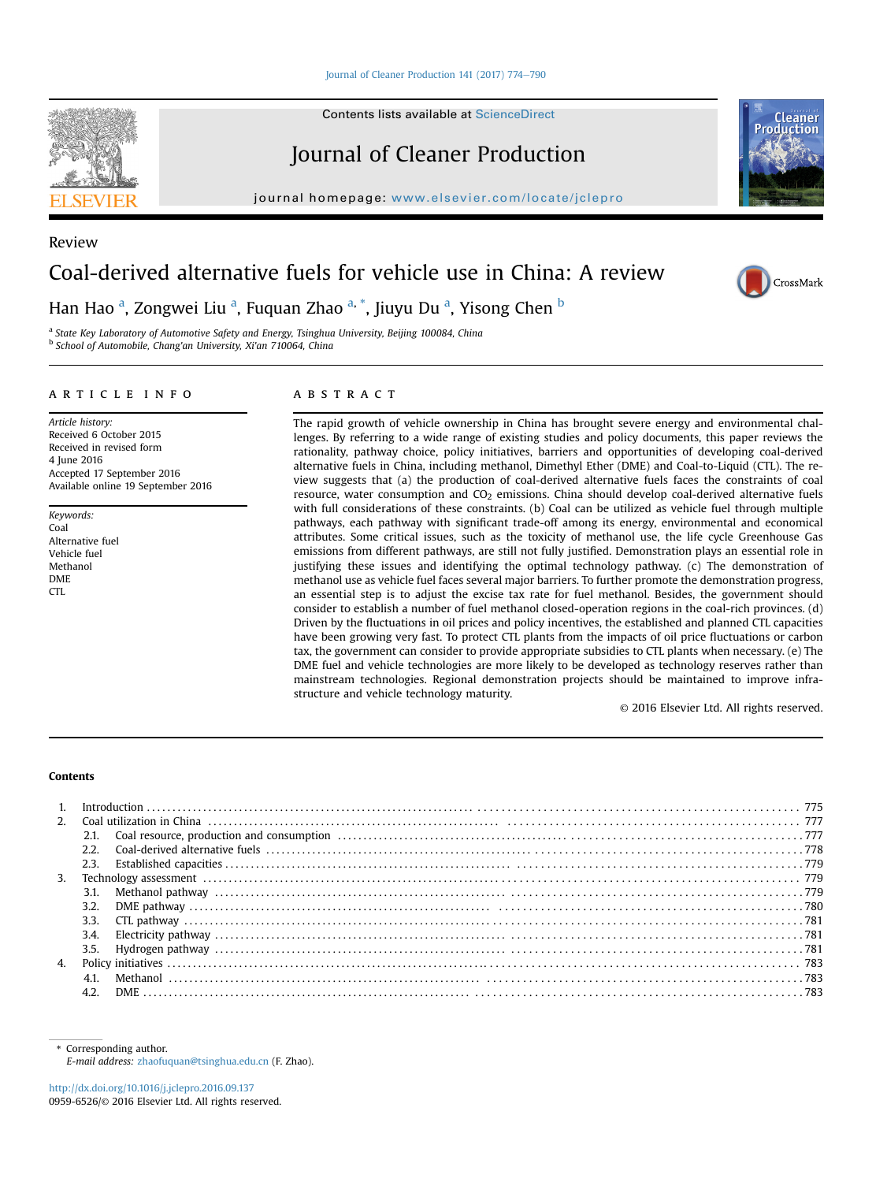Review

# Coal-derived alternative fuels for vehicle use in China: A review

Han Hao [a], Zongwei Liu [a], Fuquan Zhao [a,*], Jiuyu Du [a], Yisong Chen [b]

[a] State Key Laboratory of Automotive Safety and Energy, Tsinghua University, Beijing 100084, China
[b] School of Automobile, Chang'an University, Xi'an 710064, China

## ARTICLE INFO

*Article history:*
Received 6 October 2015
Received in revised form
4 June 2016
Accepted 17 September 2016
Available online 19 September 2016

*Keywords:*
Coal
Alternative fuel
Vehicle fuel
Methanol
DME
CTL

## ABSTRACT

The rapid growth of vehicle ownership in China has brought severe energy and environmental challenges. By referring to a wide range of existing studies and policy documents, this paper reviews the rationality, pathway choice, policy initiatives, barriers and opportunities of developing coal-derived alternative fuels in China, including methanol, Dimethyl Ether (DME) and Coal-to-Liquid (CTL). The review suggests that (a) the production of coal-derived alternative fuels faces the constraints of coal resource, water consumption and $CO_2$ emissions. China should develop coal-derived alternative fuels with full considerations of these constraints. (b) Coal can be utilized as vehicle fuel through multiple pathways, each pathway with significant trade-off among its energy, environmental and economical attributes. Some critical issues, such as the toxicity of methanol use, the life cycle Greenhouse Gas emissions from different pathways, are still not fully justified. Demonstration plays an essential role in justifying these issues and identifying the optimal technology pathway. (c) The demonstration of methanol use as vehicle fuel faces several major barriers. To further promote the demonstration progress, an essential step is to adjust the excise tax rate for fuel methanol. Besides, the government should consider to establish a number of fuel methanol closed-operation regions in the coal-rich provinces. (d) Driven by the fluctuations in oil prices and policy incentives, the established and planned CTL capacities have been growing very fast. To protect CTL plants from the impacts of oil price fluctuations or carbon tax, the government can consider to provide appropriate subsidies to CTL plants when necessary. (e) The DME fuel and vehicle technologies are more likely to be developed as technology reserves rather than mainstream technologies. Regional demonstration projects should be maintained to improve infrastructure and vehicle technology maturity.

© 2016 Elsevier Ltd. All rights reserved.

**Contents**

1. Introduction ........ 775
2. Coal utilization in China ........ 777
   - 2.1. Coal resource, production and consumption ........ 777
   - 2.2. Coal-derived alternative fuels ........ 778
   - 2.3. Established capacities ........ 779
3. Technology assessment ........ 779
   - 3.1. Methanol pathway ........ 779
   - 3.2. DME pathway ........ 780
   - 3.3. CTL pathway ........ 781
   - 3.4. Electricity pathway ........ 781
   - 3.5. Hydrogen pathway ........ 781
4. Policy initiatives ........ 783
   - 4.1. Methanol ........ 783
   - 4.2. DME ........ 783

\* Corresponding author.
*E-mail address:* zhaofuquan@tsinghua.edu.cn (F. Zhao).

http://dx.doi.org/10.1016/j.jclepro.2016.09.137
0959-6526/© 2016 Elsevier Ltd. All rights reserved.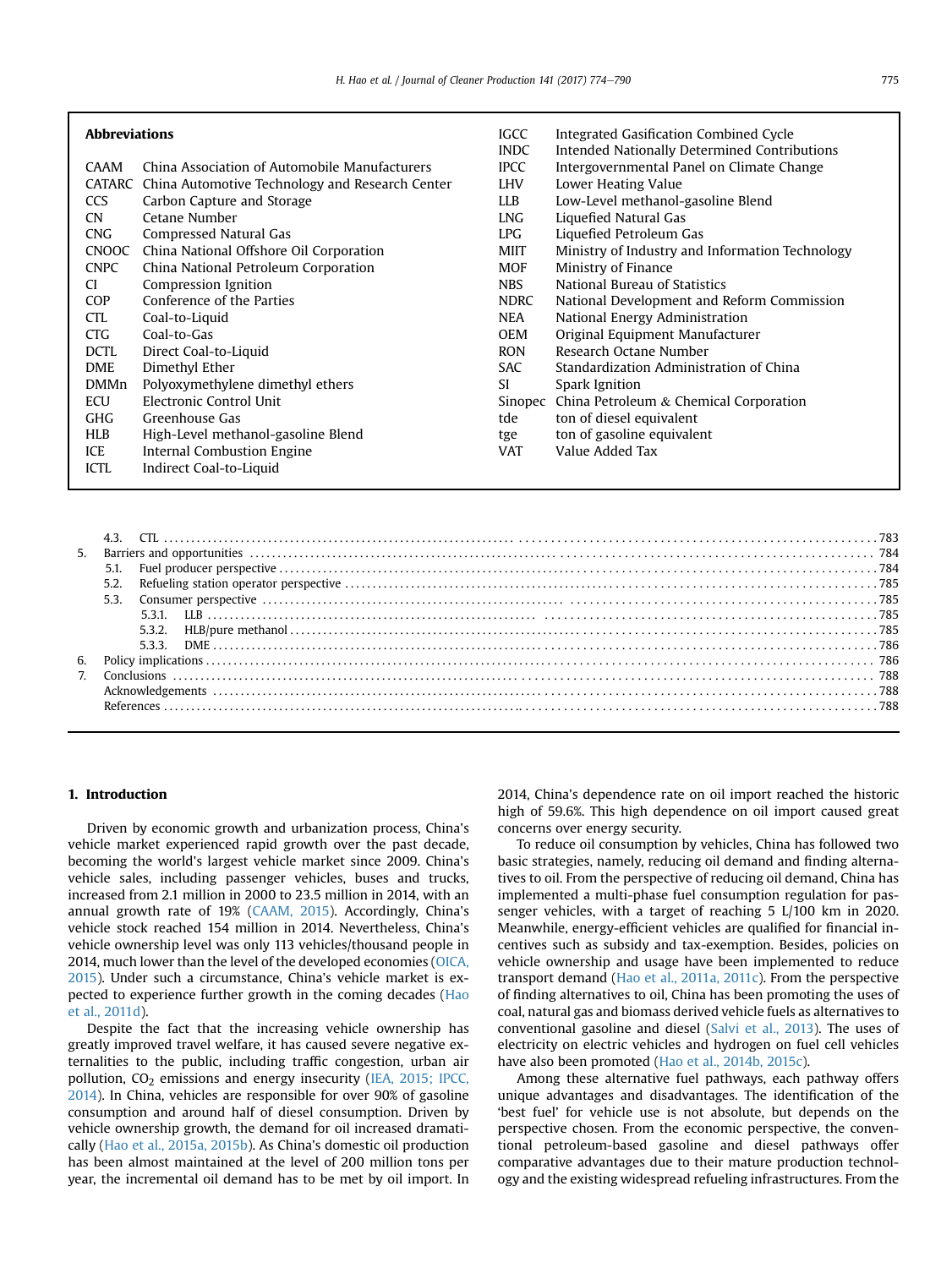**Abbreviations**

| | |
|---|---|
| CAAM | China Association of Automobile Manufacturers |
| CATARC | China Automotive Technology and Research Center |
| CCS | Carbon Capture and Storage |
| CN | Cetane Number |
| CNG | Compressed Natural Gas |
| CNOOC | China National Offshore Oil Corporation |
| CNPC | China National Petroleum Corporation |
| CI | Compression Ignition |
| COP | Conference of the Parties |
| CTL | Coal-to-Liquid |
| CTG | Coal-to-Gas |
| DCTL | Direct Coal-to-Liquid |
| DME | Dimethyl Ether |
| DMMn | Polyoxymethylene dimethyl ethers |
| ECU | Electronic Control Unit |
| GHG | Greenhouse Gas |
| HLB | High-Level methanol-gasoline Blend |
| ICE | Internal Combustion Engine |
| ICTL | Indirect Coal-to-Liquid |
| IGCC | Integrated Gasification Combined Cycle |
| INDC | Intended Nationally Determined Contributions |
| IPCC | Intergovernmental Panel on Climate Change |
| LHV | Lower Heating Value |
| LLB | Low-Level methanol-gasoline Blend |
| LNG | Liquefied Natural Gas |
| LPG | Liquefied Petroleum Gas |
| MIIT | Ministry of Industry and Information Technology |
| MOF | Ministry of Finance |
| NBS | National Bureau of Statistics |
| NDRC | National Development and Reform Commission |
| NEA | National Energy Administration |
| OEM | Original Equipment Manufacturer |
| RON | Research Octane Number |
| SAC | Standardization Administration of China |
| SI | Spark Ignition |
| Sinopec | China Petroleum & Chemical Corporation |
| tde | ton of diesel equivalent |
| tge | ton of gasoline equivalent |
| VAT | Value Added Tax |

4.3. CTL ..... 783
5. Barriers and opportunities ..... 784
 5.1. Fuel producer perspective ..... 784
 5.2. Refueling station operator perspective ..... 785
 5.3. Consumer perspective ..... 785
  5.3.1. LLB ..... 785
  5.3.2. HLB/pure methanol ..... 785
  5.3.3. DME ..... 786
6. Policy implications ..... 786
7. Conclusions ..... 788
Acknowledgements ..... 788
References ..... 788

## 1. Introduction

Driven by economic growth and urbanization process, China's vehicle market experienced rapid growth over the past decade, becoming the world's largest vehicle market since 2009. China's vehicle sales, including passenger vehicles, buses and trucks, increased from 2.1 million in 2000 to 23.5 million in 2014, with an annual growth rate of 19% (CAAM, 2015). Accordingly, China's vehicle stock reached 154 million in 2014. Nevertheless, China's vehicle ownership level was only 113 vehicles/thousand people in 2014, much lower than the level of the developed economies (OICA, 2015). Under such a circumstance, China's vehicle market is expected to experience further growth in the coming decades (Hao et al., 2011d).

Despite the fact that the increasing vehicle ownership has greatly improved travel welfare, it has caused severe negative externalities to the public, including traffic congestion, urban air pollution, $CO_2$ emissions and energy insecurity (IEA, 2015; IPCC, 2014). In China, vehicles are responsible for over 90% of gasoline consumption and around half of diesel consumption. Driven by vehicle ownership growth, the demand for oil increased dramatically (Hao et al., 2015a, 2015b). As China's domestic oil production has been almost maintained at the level of 200 million tons per year, the incremental oil demand has to be met by oil import. In 2014, China's dependence rate on oil import reached the historic high of 59.6%. This high dependence on oil import caused great concerns over energy security.

To reduce oil consumption by vehicles, China has followed two basic strategies, namely, reducing oil demand and finding alternatives to oil. From the perspective of reducing oil demand, China has implemented a multi-phase fuel consumption regulation for passenger vehicles, with a target of reaching 5 L/100 km in 2020. Meanwhile, energy-efficient vehicles are qualified for financial incentives such as subsidy and tax-exemption. Besides, policies on vehicle ownership and usage have been implemented to reduce transport demand (Hao et al., 2011a, 2011c). From the perspective of finding alternatives to oil, China has been promoting the uses of coal, natural gas and biomass derived vehicle fuels as alternatives to conventional gasoline and diesel (Salvi et al., 2013). The uses of electricity on electric vehicles and hydrogen on fuel cell vehicles have also been promoted (Hao et al., 2014b, 2015c).

Among these alternative fuel pathways, each pathway offers unique advantages and disadvantages. The identification of the 'best fuel' for vehicle use is not absolute, but depends on the perspective chosen. From the economic perspective, the conventional petroleum-based gasoline and diesel pathways offer comparative advantages due to their mature production technology and the existing widespread refueling infrastructures. From the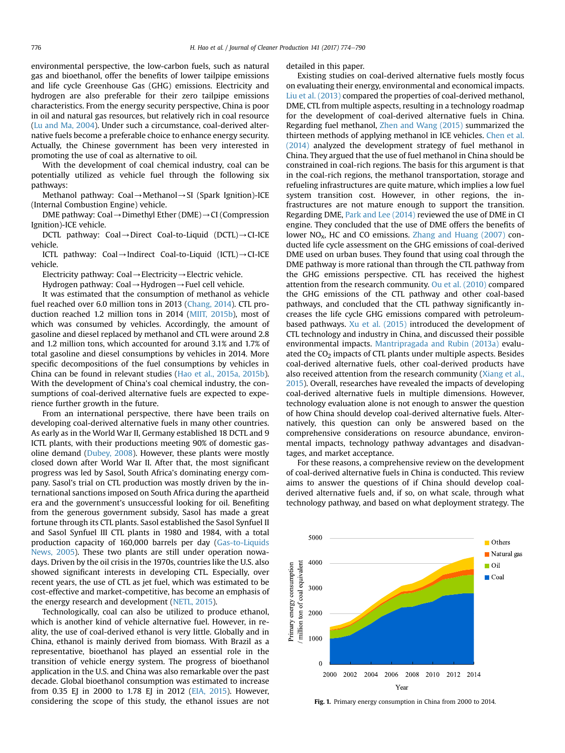environmental perspective, the low-carbon fuels, such as natural gas and bioethanol, offer the benefits of lower tailpipe emissions and life cycle Greenhouse Gas (GHG) emissions. Electricity and hydrogen are also preferable for their zero tailpipe emissions characteristics. From the energy security perspective, China is poor in oil and natural gas resources, but relatively rich in coal resource (Lu and Ma, 2004). Under such a circumstance, coal-derived alternative fuels become a preferable choice to enhance energy security. Actually, the Chinese government has been very interested in promoting the use of coal as alternative to oil.

With the development of coal chemical industry, coal can be potentially utilized as vehicle fuel through the following six pathways:

Methanol pathway: Coal→Methanol→SI (Spark Ignition)-ICE (Internal Combustion Engine) vehicle.

DME pathway: Coal→Dimethyl Ether (DME)→CI (Compression Ignition)-ICE vehicle.

DCTL pathway: Coal→Direct Coal-to-Liquid (DCTL)→CI-ICE vehicle.

ICTL pathway: Coal→Indirect Coal-to-Liquid (ICTL)→CI-ICE vehicle.

Electricity pathway: Coal→Electricity→Electric vehicle.

Hydrogen pathway: Coal→Hydrogen→Fuel cell vehicle.

It was estimated that the consumption of methanol as vehicle fuel reached over 6.0 million tons in 2013 (Chang, 2014). CTL production reached 1.2 million tons in 2014 (MIIT, 2015b), most of which was consumed by vehicles. Accordingly, the amount of gasoline and diesel replaced by methanol and CTL were around 2.8 and 1.2 million tons, which accounted for around 3.1% and 1.7% of total gasoline and diesel consumptions by vehicles in 2014. More specific decompositions of the fuel consumptions by vehicles in China can be found in relevant studies (Hao et al., 2015a, 2015b). With the development of China's coal chemical industry, the consumptions of coal-derived alternative fuels are expected to experience further growth in the future.

From an international perspective, there have been trails on developing coal-derived alternative fuels in many other countries. As early as in the World War II, Germany established 18 DCTL and 9 ICTL plants, with their productions meeting 90% of domestic gasoline demand (Dubey, 2008). However, these plants were mostly closed down after World War II. After that, the most significant progress was led by Sasol, South Africa's dominating energy company. Sasol's trial on CTL production was mostly driven by the international sanctions imposed on South Africa during the apartheid era and the government's unsuccessful looking for oil. Benefiting from the generous government subsidy, Sasol has made a great fortune through its CTL plants. Sasol established the Sasol Synfuel II and Sasol Synfuel III CTL plants in 1980 and 1984, with a total production capacity of 160,000 barrels per day (Gas-to-Liquids News, 2005). These two plants are still under operation nowadays. Driven by the oil crisis in the 1970s, countries like the U.S. also showed significant interests in developing CTL. Especially, over recent years, the use of CTL as jet fuel, which was estimated to be cost-effective and market-competitive, has become an emphasis of the energy research and development (NETL, 2015).

Technologically, coal can also be utilized to produce ethanol, which is another kind of vehicle alternative fuel. However, in reality, the use of coal-derived ethanol is very little. Globally and in China, ethanol is mainly derived from biomass. With Brazil as a representative, bioethanol has played an essential role in the transition of vehicle energy system. The progress of bioethanol application in the U.S. and China was also remarkable over the past decade. Global bioethanol consumption was estimated to increase from 0.35 EJ in 2000 to 1.78 EJ in 2012 (EIA, 2015). However, considering the scope of this study, the ethanol issues are not detailed in this paper.

Existing studies on coal-derived alternative fuels mostly focus on evaluating their energy, environmental and economical impacts. Liu et al. (2013) compared the properties of coal-derived methanol, DME, CTL from multiple aspects, resulting in a technology roadmap for the development of coal-derived alternative fuels in China. Regarding fuel methanol, Zhen and Wang (2015) summarized the thirteen methods of applying methanol in ICE vehicles. Chen et al. (2014) analyzed the development strategy of fuel methanol in China. They argued that the use of fuel methanol in China should be constrained in coal-rich regions. The basis for this argument is that in the coal-rich regions, the methanol transportation, storage and refueling infrastructures are quite mature, which implies a low fuel system transition cost. However, in other regions, the infrastructures are not mature enough to support the transition. Regarding DME, Park and Lee (2014) reviewed the use of DME in CI engine. They concluded that the use of DME offers the benefits of lower $NO_X$, HC and CO emissions. Zhang and Huang (2007) conducted life cycle assessment on the GHG emissions of coal-derived DME used on urban buses. They found that using coal through the DME pathway is more rational than through the CTL pathway from the GHG emissions perspective. CTL has received the highest attention from the research community. Ou et al. (2010) compared the GHG emissions of the CTL pathway and other coal-based pathways, and concluded that the CTL pathway significantly increases the life cycle GHG emissions compared with petroleum-based pathways. Xu et al. (2015) introduced the development of CTL technology and industry in China, and discussed their possible environmental impacts. Mantripragada and Rubin (2013a) evaluated the $CO_2$ impacts of CTL plants under multiple aspects. Besides coal-derived alternative fuels, other coal-derived products have also received attention from the research community (Xiang et al., 2015). Overall, researches have revealed the impacts of developing coal-derived alternative fuels in multiple dimensions. However, technology evaluation alone is not enough to answer the question of how China should develop coal-derived alternative fuels. Alternatively, this question can only be answered based on the comprehensive considerations on resource abundance, environmental impacts, technology pathway advantages and disadvantages, and market acceptance.

For these reasons, a comprehensive review on the development of coal-derived alternative fuels in China is conducted. This review aims to answer the questions of if China should develop coal-derived alternative fuels and, if so, on what scale, through what technology pathway, and based on what deployment strategy. The

**Fig. 1.** Primary energy consumption in China from 2000 to 2014.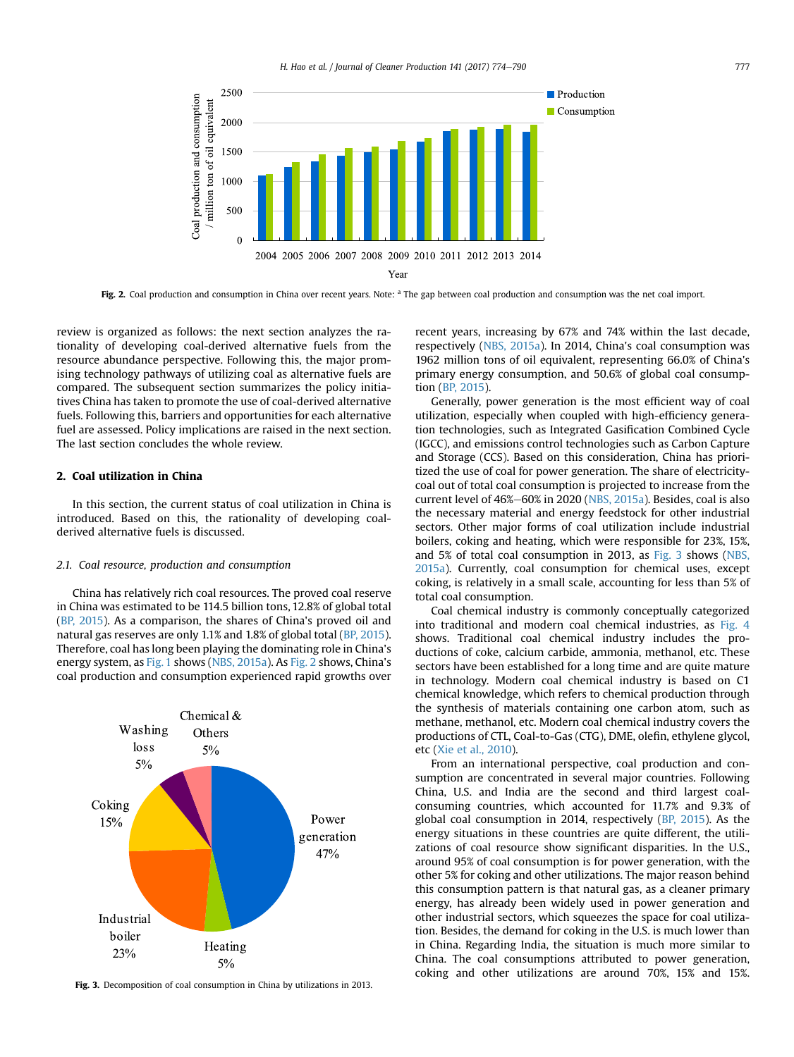Fig. 2. Coal production and consumption in China over recent years. Note: [a] The gap between coal production and consumption was the net coal import.

review is organized as follows: the next section analyzes the rationality of developing coal-derived alternative fuels from the resource abundance perspective. Following this, the major promising technology pathways of utilizing coal as alternative fuels are compared. The subsequent section summarizes the policy initiatives China has taken to promote the use of coal-derived alternative fuels. Following this, barriers and opportunities for each alternative fuel are assessed. Policy implications are raised in the next section. The last section concludes the whole review.

## 2. Coal utilization in China

In this section, the current status of coal utilization in China is introduced. Based on this, the rationality of developing coal-derived alternative fuels is discussed.

### 2.1. Coal resource, production and consumption

China has relatively rich coal resources. The proved coal reserve in China was estimated to be 114.5 billion tons, 12.8% of global total (BP, 2015). As a comparison, the shares of China's proved oil and natural gas reserves are only 1.1% and 1.8% of global total (BP, 2015). Therefore, coal has long been playing the dominating role in China's energy system, as Fig. 1 shows (NBS, 2015a). As Fig. 2 shows, China's coal production and consumption experienced rapid growths over recent years, increasing by 67% and 74% within the last decade, respectively (NBS, 2015a). In 2014, China's coal consumption was 1962 million tons of oil equivalent, representing 66.0% of China's primary energy consumption, and 50.6% of global coal consumption (BP, 2015).

Fig. 3. Decomposition of coal consumption in China by utilizations in 2013.

Generally, power generation is the most efficient way of coal utilization, especially when coupled with high-efficiency generation technologies, such as Integrated Gasification Combined Cycle (IGCC), and emissions control technologies such as Carbon Capture and Storage (CCS). Based on this consideration, China has prioritized the use of coal for power generation. The share of electricity-coal out of total coal consumption is projected to increase from the current level of 46%–60% in 2020 (NBS, 2015a). Besides, coal is also the necessary material and energy feedstock for other industrial sectors. Other major forms of coal utilization include industrial boilers, coking and heating, which were responsible for 23%, 15%, and 5% of total coal consumption in 2013, as Fig. 3 shows (NBS, 2015a). Currently, coal consumption for chemical uses, except coking, is relatively in a small scale, accounting for less than 5% of total coal consumption.

Coal chemical industry is commonly conceptually categorized into traditional and modern coal chemical industries, as Fig. 4 shows. Traditional coal chemical industry includes the productions of coke, calcium carbide, ammonia, methanol, etc. These sectors have been established for a long time and are quite mature in technology. Modern coal chemical industry is based on C1 chemical knowledge, which refers to chemical production through the synthesis of materials containing one carbon atom, such as methane, methanol, etc. Modern coal chemical industry covers the productions of CTL, Coal-to-Gas (CTG), DME, olefin, ethylene glycol, etc (Xie et al., 2010).

From an international perspective, coal production and consumption are concentrated in several major countries. Following China, U.S. and India are the second and third largest coal-consuming countries, which accounted for 11.7% and 9.3% of global coal consumption in 2014, respectively (BP, 2015). As the energy situations in these countries are quite different, the utilizations of coal resource show significant disparities. In the U.S., around 95% of coal consumption is for power generation, with the other 5% for coking and other utilizations. The major reason behind this consumption pattern is that natural gas, as a cleaner primary energy, has already been widely used in power generation and other industrial sectors, which squeezes the space for coal utilization. Besides, the demand for coking in the U.S. is much lower than in China. Regarding India, the situation is much more similar to China. The coal consumptions attributed to power generation, coking and other utilizations are around 70%, 15% and 15%.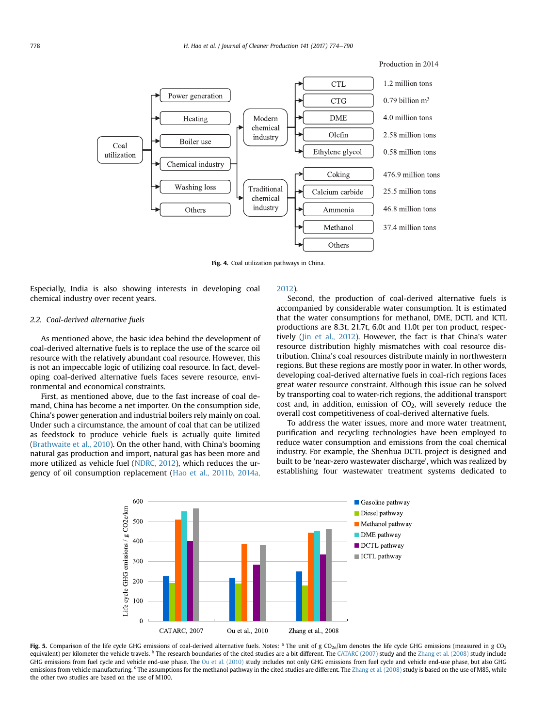Production in 2014

- Coal utilization
  - Power generation
  - Heating
  - Boiler use
  - Chemical industry
    - Modern chemical industry
      - CTL — 1.2 million tons
      - CTG — 0.79 billion $m^3$
      - DME — 4.0 million tons
      - Olefin — 2.58 million tons
      - Ethylene glycol — 0.58 million tons
    - Traditional chemical industry
      - Coking — 476.9 million tons
      - Calcium carbide — 25.5 million tons
      - Ammonia — 46.8 million tons
      - Methanol — 37.4 million tons
      - Others
  - Washing loss
  - Others

**Fig. 4.** Coal utilization pathways in China.

Especially, India is also showing interests in developing coal chemical industry over recent years.

### 2.2. Coal-derived alternative fuels

As mentioned above, the basic idea behind the development of coal-derived alternative fuels is to replace the use of the scarce oil resource with the relatively abundant coal resource. However, this is not an impeccable logic of utilizing coal resource. In fact, developing coal-derived alternative fuels faces severe resource, environmental and economical constraints.

First, as mentioned above, due to the fast increase of coal demand, China has become a net importer. On the consumption side, China's power generation and industrial boilers rely mainly on coal. Under such a circumstance, the amount of coal that can be utilized as feedstock to produce vehicle fuels is actually quite limited (Brathwaite et al., 2010). On the other hand, with China's booming natural gas production and import, natural gas has been more and more utilized as vehicle fuel (NDRC, 2012), which reduces the urgency of oil consumption replacement (Hao et al., 2011b, 2014a, 2012).

Second, the production of coal-derived alternative fuels is accompanied by considerable water consumption. It is estimated that the water consumptions for methanol, DME, DCTL and ICTL productions are 8.3t, 21.7t, 6.0t and 11.0t per ton product, respectively (Jin et al., 2012). However, the fact is that China's water resource distribution highly mismatches with coal resource distribution. China's coal resources distribute mainly in northwestern regions. But these regions are mostly poor in water. In other words, developing coal-derived alternative fuels in coal-rich regions faces great water resource constraint. Although this issue can be solved by transporting coal to water-rich regions, the additional transport cost and, in addition, emission of $CO_2$, will severely reduce the overall cost competitiveness of coal-derived alternative fuels.

To address the water issues, more and more water treatment, purification and recycling technologies have been employed to reduce water consumption and emissions from the coal chemical industry. For example, the Shenhua DCTL project is designed and built to be 'near-zero wastewater discharge', which was realized by establishing four wastewater treatment systems dedicated to

**Fig. 5.** Comparison of the life cycle GHG emissions of coal-derived alternative fuels. Notes: [a] The unit of g $CO_{2e}$/km denotes the life cycle GHG emissions (measured in g $CO_2$ equivalent) per kilometer the vehicle travels. [b] The research boundaries of the cited studies are a bit different. The CATARC (2007) study and the Zhang et al. (2008) study include GHG emissions from fuel cycle and vehicle end-use phase. The Ou et al. (2010) study includes not only GHG emissions from fuel cycle and vehicle end-use phase, but also GHG emissions from vehicle manufacturing. [c] The assumptions for the methanol pathway in the cited studies are different. The Zhang et al. (2008) study is based on the use of M85, while the other two studies are based on the use of M100.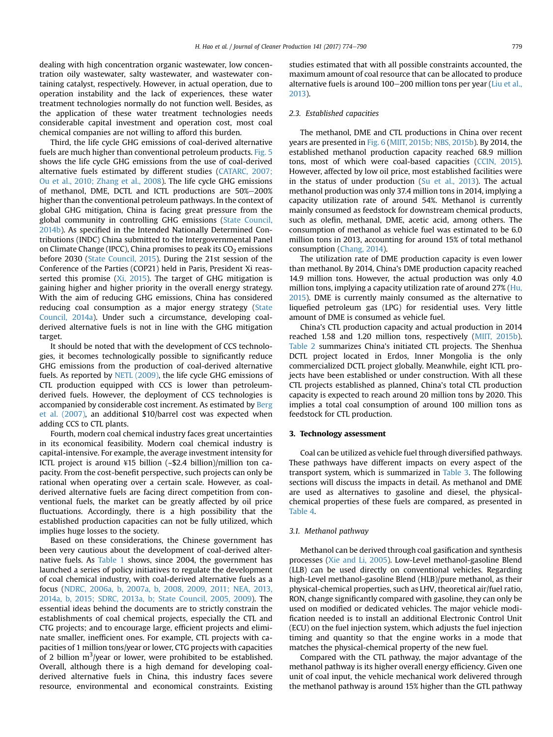dealing with high concentration organic wastewater, low concentration oily wastewater, salty wastewater, and wastewater containing catalyst, respectively. However, in actual operation, due to operation instability and the lack of experiences, these water treatment technologies normally do not function well. Besides, as the application of these water treatment technologies needs considerable capital investment and operation cost, most coal chemical companies are not willing to afford this burden.

Third, the life cycle GHG emissions of coal-derived alternative fuels are much higher than conventional petroleum products. Fig. 5 shows the life cycle GHG emissions from the use of coal-derived alternative fuels estimated by different studies (CATARC, 2007; Ou et al., 2010; Zhang et al., 2008). The life cycle GHG emissions of methanol, DME, DCTL and ICTL productions are 50%–200% higher than the conventional petroleum pathways. In the context of global GHG mitigation, China is facing great pressure from the global community in controlling GHG emissions (State Council, 2014b). As specified in the Intended Nationally Determined Contributions (INDC) China submitted to the Intergovernmental Panel on Climate Change (IPCC), China promises to peak its $CO_2$ emissions before 2030 (State Council, 2015). During the 21st session of the Conference of the Parties (COP21) held in Paris, President Xi reasserted this promise (Xi, 2015). The target of GHG mitigation is gaining higher and higher priority in the overall energy strategy. With the aim of reducing GHG emissions, China has considered reducing coal consumption as a major energy strategy (State Council, 2014a). Under such a circumstance, developing coal-derived alternative fuels is not in line with the GHG mitigation target.

It should be noted that with the development of CCS technologies, it becomes technologically possible to significantly reduce GHG emissions from the production of coal-derived alternative fuels. As reported by NETL (2009), the life cycle GHG emissions of CTL production equipped with CCS is lower than petroleum-derived fuels. However, the deployment of CCS technologies is accompanied by considerable cost increment. As estimated by Berg et al. (2007), an additional \$10/barrel cost was expected when adding CCS to CTL plants.

Fourth, modern coal chemical industry faces great uncertainties in its economical feasibility. Modern coal chemical industry is capital-intensive. For example, the average investment intensity for ICTL project is around ¥15 billion (~\$2.4 billion)/million ton capacity. From the cost-benefit perspective, such projects can only be rational when operating over a certain scale. However, as coal-derived alternative fuels are facing direct competition from conventional fuels, the market can be greatly affected by oil price fluctuations. Accordingly, there is a high possibility that the established production capacities can not be fully utilized, which implies huge losses to the society.

Based on these considerations, the Chinese government has been very cautious about the development of coal-derived alternative fuels. As Table 1 shows, since 2004, the government has launched a series of policy initiatives to regulate the development of coal chemical industry, with coal-derived alternative fuels as a focus (NDRC, 2006a, b, 2007a, b, 2008, 2009, 2011; NEA, 2013, 2014a, b, 2015; SDRC, 2013a, b; State Council, 2005, 2009). The essential ideas behind the documents are to strictly constrain the establishments of coal chemical projects, especially the CTL and CTG projects; and to encourage large, efficient projects and eliminate smaller, inefficient ones. For example, CTL projects with capacities of 1 million tons/year or lower, CTG projects with capacities of 2 billion $m^3$/year or lower, were prohibited to be established. Overall, although there is a high demand for developing coal-derived alternative fuels in China, this industry faces severe resource, environmental and economical constraints. Existing studies estimated that with all possible constraints accounted, the maximum amount of coal resource that can be allocated to produce alternative fuels is around 100–200 million tons per year (Liu et al., 2013).

### 2.3. Established capacities

The methanol, DME and CTL productions in China over recent years are presented in Fig. 6 (MIIT, 2015b; NBS, 2015b). By 2014, the established methanol production capacity reached 68.9 million tons, most of which were coal-based capacities (CCIN, 2015). However, affected by low oil price, most established facilities were in the status of under production (Su et al., 2013). The actual methanol production was only 37.4 million tons in 2014, implying a capacity utilization rate of around 54%. Methanol is currently mainly consumed as feedstock for downstream chemical products, such as olefin, methanal, DME, acetic acid, among others. The consumption of methanol as vehicle fuel was estimated to be 6.0 million tons in 2013, accounting for around 15% of total methanol consumption (Chang, 2014).

The utilization rate of DME production capacity is even lower than methanol. By 2014, China's DME production capacity reached 14.9 million tons. However, the actual production was only 4.0 million tons, implying a capacity utilization rate of around 27% (Hu, 2015). DME is currently mainly consumed as the alternative to liquefied petroleum gas (LPG) for residential uses. Very little amount of DME is consumed as vehicle fuel.

China's CTL production capacity and actual production in 2014 reached 1.58 and 1.20 million tons, respectively (MIIT, 2015b). Table 2 summarizes China's initiated CTL projects. The Shenhua DCTL project located in Erdos, Inner Mongolia is the only commercialized DCTL project globally. Meanwhile, eight ICTL projects have been established or under construction. With all these CTL projects established as planned, China's total CTL production capacity is expected to reach around 20 million tons by 2020. This implies a total coal consumption of around 100 million tons as feedstock for CTL production.

## 3. Technology assessment

Coal can be utilized as vehicle fuel through diversified pathways. These pathways have different impacts on every aspect of the transport system, which is summarized in Table 3. The following sections will discuss the impacts in detail. As methanol and DME are used as alternatives to gasoline and diesel, the physical-chemical properties of these fuels are compared, as presented in Table 4.

### 3.1. Methanol pathway

Methanol can be derived through coal gasification and synthesis processes (Xie and Li, 2005). Low-Level methanol-gasoline Blend (LLB) can be used directly on conventional vehicles. Regarding high-Level methanol-gasoline Blend (HLB)/pure methanol, as their physical-chemical properties, such as LHV, theoretical air/fuel ratio, RON, change significantly compared with gasoline, they can only be used on modified or dedicated vehicles. The major vehicle modification needed is to install an additional Electronic Control Unit (ECU) on the fuel injection system, which adjusts the fuel injection timing and quantity so that the engine works in a mode that matches the physical-chemical property of the new fuel.

Compared with the CTL pathway, the major advantage of the methanol pathway is its higher overall energy efficiency. Given one unit of coal input, the vehicle mechanical work delivered through the methanol pathway is around 15% higher than the GTL pathway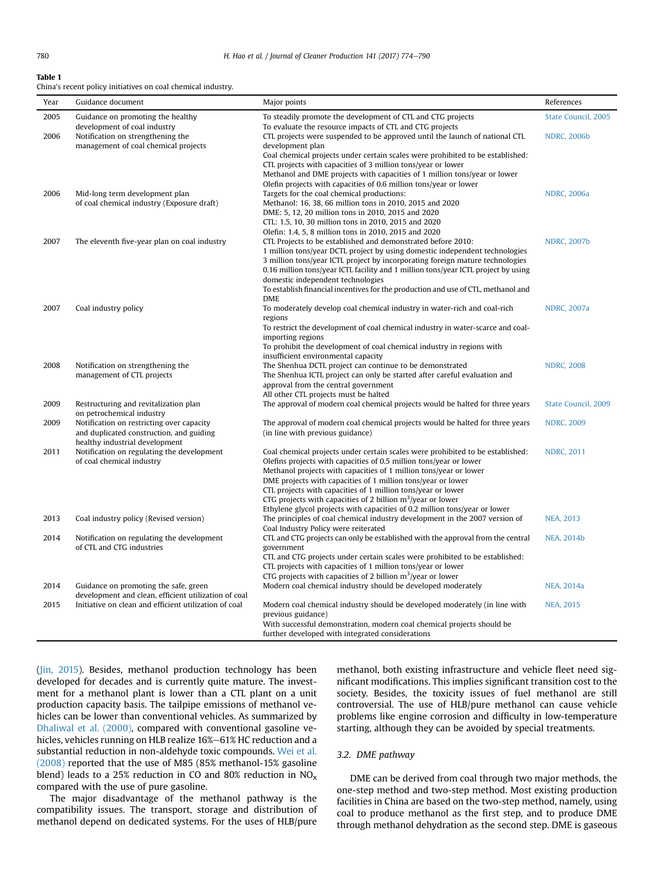**Table 1**
China's recent policy initiatives on coal chemical industry.

| Year | Guidance document | Major points | References |
|---|---|---|---|
| 2005 | Guidance on promoting the healthy development of coal industry | To steadily promote the development of CTL and CTG projects<br>To evaluate the resource impacts of CTL and CTG projects | State Council, 2005 |
| 2006 | Notification on strengthening the management of coal chemical projects | CTL projects were suspended to be approved until the launch of national CTL development plan<br>Coal chemical projects under certain scales were prohibited to be established:<br>CTL projects with capacities of 3 million tons/year or lower<br>Methanol and DME projects with capacities of 1 million tons/year or lower<br>Olefin projects with capacities of 0.6 million tons/year or lower | NDRC, 2006b |
| 2006 | Mid-long term development plan of coal chemical industry (Exposure draft) | Targets for the coal chemical productions:<br>Methanol: 16, 38, 66 million tons in 2010, 2015 and 2020<br>DME: 5, 12, 20 million tons in 2010, 2015 and 2020<br>CTL: 1.5, 10, 30 million tons in 2010, 2015 and 2020<br>Olefin: 1.4, 5, 8 million tons in 2010, 2015 and 2020 | NDRC, 2006a |
| 2007 | The eleventh five-year plan on coal industry | CTL Projects to be established and demonstrated before 2010:<br>1 million tons/year DCTL project by using domestic independent technologies<br>3 million tons/year ICTL project by incorporating foreign mature technologies<br>0.16 million tons/year ICTL facility and 1 million tons/year ICTL project by using domestic independent technologies<br>To establish financial incentives for the production and use of CTL, methanol and DME | NDRC, 2007b |
| 2007 | Coal industry policy | To moderately develop coal chemical industry in water-rich and coal-rich regions<br>To restrict the development of coal chemical industry in water-scarce and coal-importing regions<br>To prohibit the development of coal chemical industry in regions with insufficient environmental capacity | NDRC, 2007a |
| 2008 | Notification on strengthening the management of CTL projects | The Shenhua DCTL project can continue to be demonstrated<br>The Shenhua ICTL project can only be started after careful evaluation and approval from the central government<br>All other CTL projects must be halted | NDRC, 2008 |
| 2009 | Restructuring and revitalization plan on petrochemical industry | The approval of modern coal chemical projects would be halted for three years | State Council, 2009 |
| 2009 | Notification on restricting over capacity and duplicated construction, and guiding healthy industrial development | The approval of modern coal chemical projects would be halted for three years (in line with previous guidance) | NDRC, 2009 |
| 2011 | Notification on regulating the development of coal chemical industry | Coal chemical projects under certain scales were prohibited to be established:<br>Olefins projects with capacities of 0.5 million tons/year or lower<br>Methanol projects with capacities of 1 million tons/year or lower<br>DME projects with capacities of 1 million tons/year or lower<br>CTL projects with capacities of 1 million tons/year or lower<br>CTG projects with capacities of 2 billion $m^3$/year or lower<br>Ethylene glycol projects with capacities of 0.2 million tons/year or lower | NDRC, 2011 |
| 2013 | Coal industry policy (Revised version) | The principles of coal chemical industry development in the 2007 version of Coal Industry Policy were reiterated | NEA, 2013 |
| 2014 | Notification on regulating the development of CTL and CTG industries | CTL and CTG projects can only be established with the approval from the central government<br>CTL and CTG projects under certain scales were prohibited to be established:<br>CTL projects with capacities of 1 million tons/year or lower<br>CTG projects with capacities of 2 billion $m^3$/year or lower | NEA, 2014b |
| 2014 | Guidance on promoting the safe, green development and clean, efficient utilization of coal | Modern coal chemical industry should be developed moderately | NEA, 2014a |
| 2015 | Initiative on clean and efficient utilization of coal | Modern coal chemical industry should be developed moderately (in line with previous guidance)<br>With successful demonstration, modern coal chemical projects should be further developed with integrated considerations | NEA, 2015 |

(Jin, 2015). Besides, methanol production technology has been developed for decades and is currently quite mature. The investment for a methanol plant is lower than a CTL plant on a unit production capacity basis. The tailpipe emissions of methanol vehicles can be lower than conventional vehicles. As summarized by Dhaliwal et al. (2000), compared with conventional gasoline vehicles, vehicles running on HLB realize 16%–61% HC reduction and a substantial reduction in non-aldehyde toxic compounds. Wei et al. (2008) reported that the use of M85 (85% methanol-15% gasoline blend) leads to a 25% reduction in CO and 80% reduction in $NO_x$ compared with the use of pure gasoline.

The major disadvantage of the methanol pathway is the compatibility issues. The transport, storage and distribution of methanol depend on dedicated systems. For the uses of HLB/pure methanol, both existing infrastructure and vehicle fleet need significant modifications. This implies significant transition cost to the society. Besides, the toxicity issues of fuel methanol are still controversial. The use of HLB/pure methanol can cause vehicle problems like engine corrosion and difficulty in low-temperature starting, although they can be avoided by special treatments.

### 3.2. DME pathway

DME can be derived from coal through two major methods, the one-step method and two-step method. Most existing production facilities in China are based on the two-step method, namely, using coal to produce methanol as the first step, and to produce DME through methanol dehydration as the second step. DME is gaseous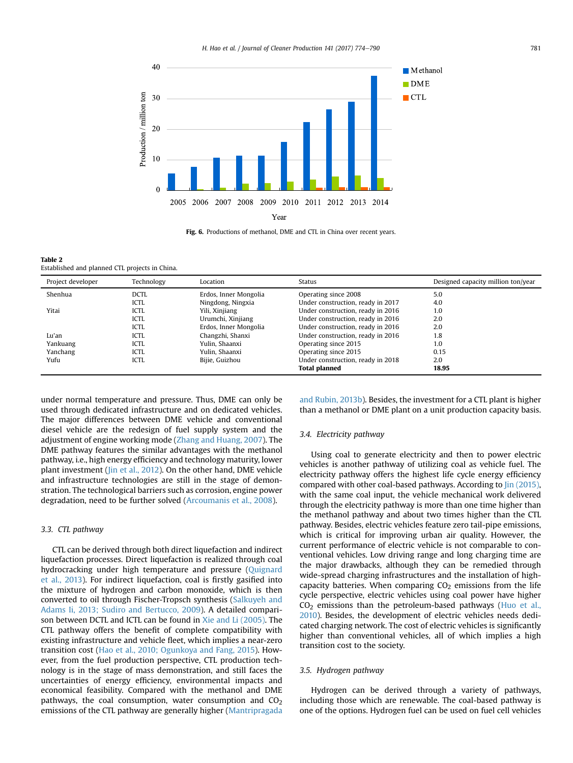Fig. 6. Productions of methanol, DME and CTL in China over recent years.

Table 2
Established and planned CTL projects in China.

| Project developer | Technology | Location | Status | Designed capacity million ton/year |
|---|---|---|---|---|
| Shenhua | DCTL | Erdos, Inner Mongolia | Operating since 2008 | 5.0 |
| | ICTL | Ningdong, Ningxia | Under construction, ready in 2017 | 4.0 |
| Yitai | ICTL | Yili, Xinjiang | Under construction, ready in 2016 | 1.0 |
| | ICTL | Urumchi, Xinjiang | Under construction, ready in 2016 | 2.0 |
| | ICTL | Erdos, Inner Mongolia | Under construction, ready in 2016 | 2.0 |
| Lu'an | ICTL | Changzhi, Shanxi | Under construction, ready in 2016 | 1.8 |
| Yankuang | ICTL | Yulin, Shaanxi | Operating since 2015 | 1.0 |
| Yanchang | ICTL | Yulin, Shaanxi | Operating since 2015 | 0.15 |
| Yufu | ICTL | Bijie, Guizhou | Under construction, ready in 2018 | 2.0 |
| | | | **Total planned** | **18.95** |

under normal temperature and pressure. Thus, DME can only be used through dedicated infrastructure and on dedicated vehicles. The major differences between DME vehicle and conventional diesel vehicle are the redesign of fuel supply system and the adjustment of engine working mode (Zhang and Huang, 2007). The DME pathway features the similar advantages with the methanol pathway, i.e., high energy efficiency and technology maturity, lower plant investment (Jin et al., 2012). On the other hand, DME vehicle and infrastructure technologies are still in the stage of demonstration. The technological barriers such as corrosion, engine power degradation, need to be further solved (Arcoumanis et al., 2008).

### 3.3. CTL pathway

CTL can be derived through both direct liquefaction and indirect liquefaction processes. Direct liquefaction is realized through coal hydrocracking under high temperature and pressure (Quignard et al., 2013). For indirect liquefaction, coal is firstly gasified into the mixture of hydrogen and carbon monoxide, which is then converted to oil through Fischer-Tropsch synthesis (Salkuyeh and Adams Ii, 2013; Sudiro and Bertucco, 2009). A detailed comparison between DCTL and ICTL can be found in Xie and Li (2005). The CTL pathway offers the benefit of complete compatibility with existing infrastructure and vehicle fleet, which implies a near-zero transition cost (Hao et al., 2010; Ogunkoya and Fang, 2015). However, from the fuel production perspective, CTL production technology is in the stage of mass demonstration, and still faces the uncertainties of energy efficiency, environmental impacts and economical feasibility. Compared with the methanol and DME pathways, the coal consumption, water consumption and $CO_2$ emissions of the CTL pathway are generally higher (Mantripragada and Rubin, 2013b). Besides, the investment for a CTL plant is higher than a methanol or DME plant on a unit production capacity basis.

### 3.4. Electricity pathway

Using coal to generate electricity and then to power electric vehicles is another pathway of utilizing coal as vehicle fuel. The electricity pathway offers the highest life cycle energy efficiency compared with other coal-based pathways. According to Jin (2015), with the same coal input, the vehicle mechanical work delivered through the electricity pathway is more than one time higher than the methanol pathway and about two times higher than the CTL pathway. Besides, electric vehicles feature zero tail-pipe emissions, which is critical for improving urban air quality. However, the current performance of electric vehicle is not comparable to conventional vehicles. Low driving range and long charging time are the major drawbacks, although they can be remedied through wide-spread charging infrastructures and the installation of high-capacity batteries. When comparing $CO_2$ emissions from the life cycle perspective, electric vehicles using coal power have higher $CO_2$ emissions than the petroleum-based pathways (Huo et al., 2010). Besides, the development of electric vehicles needs dedicated charging network. The cost of electric vehicles is significantly higher than conventional vehicles, all of which implies a high transition cost to the society.

### 3.5. Hydrogen pathway

Hydrogen can be derived through a variety of pathways, including those which are renewable. The coal-based pathway is one of the options. Hydrogen fuel can be used on fuel cell vehicles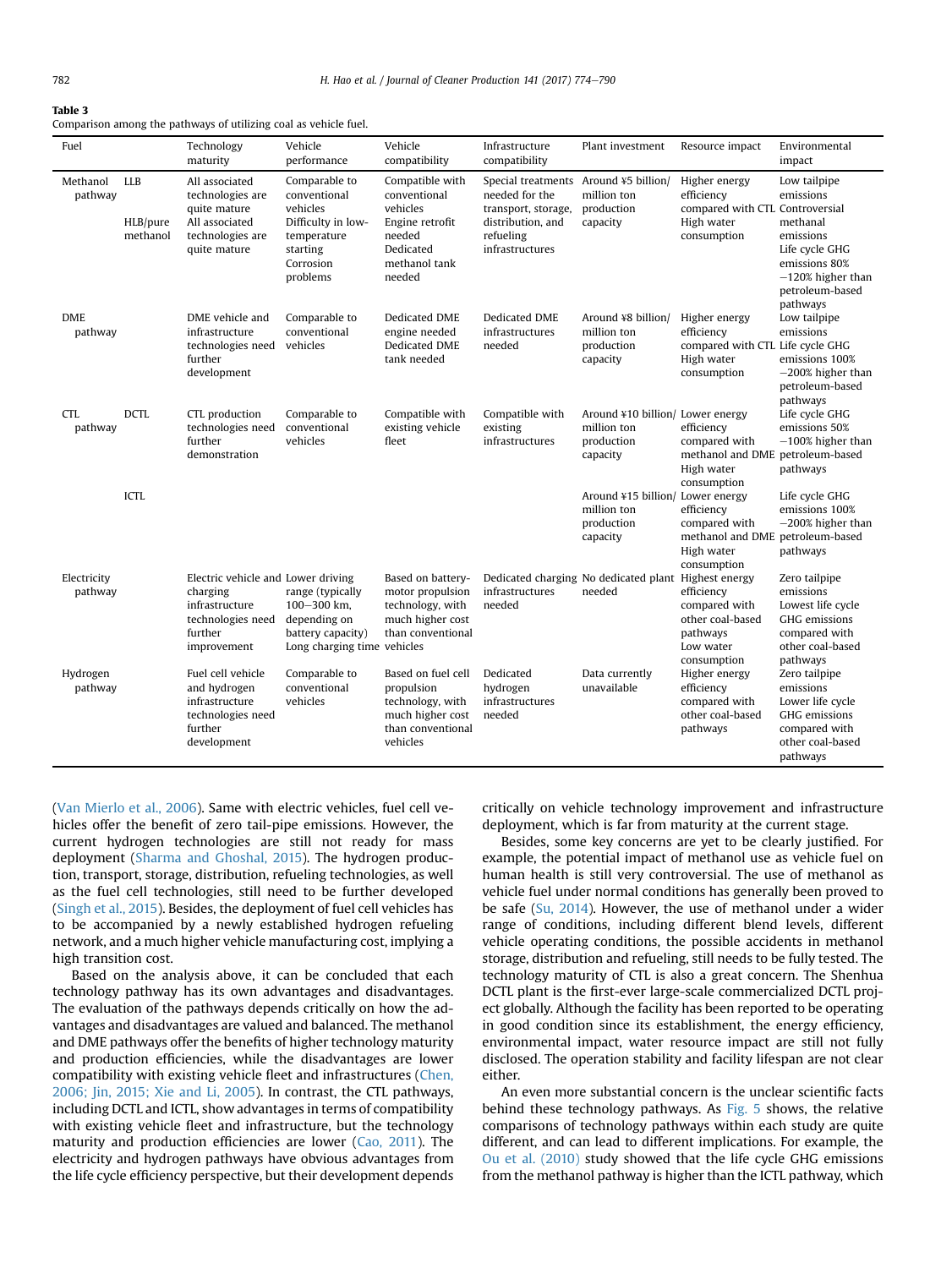**Table 3**
Comparison among the pathways of utilizing coal as vehicle fuel.

| Fuel | | Technology maturity | Vehicle performance | Vehicle compatibility | Infrastructure compatibility | Plant investment | Resource impact | Environmental impact |
|---|---|---|---|---|---|---|---|---|
| Methanol pathway | LLB | All associated technologies are quite mature | Comparable to conventional vehicles | Compatible with conventional vehicles | Special treatments needed for the transport, storage, distribution, and refueling infrastructures | Around ¥5 billion/million ton production capacity | Higher energy efficiency compared with CTL High water consumption | Low tailpipe emissions Controversial methanal emissions Life cycle GHG emissions 80%−120% higher than petroleum-based pathways |
| | HLB/pure methanol | All associated technologies are quite mature | Difficulty in low-temperature starting Corrosion problems | Engine retrofit needed Dedicated methanol tank needed | | | | |
| DME pathway | | DME vehicle and infrastructure technologies need further development | Comparable to conventional vehicles | Dedicated DME engine needed Dedicated DME tank needed | Dedicated DME infrastructures needed | Around ¥8 billion/million ton production capacity | Higher energy efficiency compared with CTL High water consumption | Low tailpipe emissions Life cycle GHG emissions 100%−200% higher than petroleum-based pathways |
| CTL pathway | DCTL | CTL production technologies need further demonstration | Comparable to conventional vehicles | Compatible with existing vehicle fleet | Compatible with existing infrastructures | Around ¥10 billion/million ton production capacity | Lower energy efficiency compared with methanol and DME High water consumption | Life cycle GHG emissions 50%−100% higher than petroleum-based pathways |
| | ICTL | | | | | Around ¥15 billion/million ton production capacity | Lower energy efficiency compared with methanol and DME High water consumption | Life cycle GHG emissions 100%−200% higher than petroleum-based pathways |
| Electricity pathway | | Electric vehicle and charging infrastructure technologies need further improvement | Lower driving range (typically 100−300 km, depending on battery capacity) Long charging time | Based on battery-motor propulsion technology, with much higher cost than conventional vehicles | Dedicated charging infrastructures needed | No dedicated plant needed | Highest energy efficiency compared with other coal-based pathways Low water consumption | Zero tailpipe emissions Lowest life cycle GHG emissions compared with other coal-based pathways |
| Hydrogen pathway | | Fuel cell vehicle and hydrogen infrastructure technologies need further development | Comparable to conventional vehicles | Based on fuel cell propulsion technology, with much higher cost than conventional vehicles | Dedicated hydrogen infrastructures needed | Data currently unavailable | Higher energy efficiency compared with other coal-based pathways | Zero tailpipe emissions Lower life cycle GHG emissions compared with other coal-based pathways |

(Van Mierlo et al., 2006). Same with electric vehicles, fuel cell vehicles offer the benefit of zero tail-pipe emissions. However, the current hydrogen technologies are still not ready for mass deployment (Sharma and Ghoshal, 2015). The hydrogen production, transport, storage, distribution, refueling technologies, as well as the fuel cell technologies, still need to be further developed (Singh et al., 2015). Besides, the deployment of fuel cell vehicles has to be accompanied by a newly established hydrogen refueling network, and a much higher vehicle manufacturing cost, implying a high transition cost.

Based on the analysis above, it can be concluded that each technology pathway has its own advantages and disadvantages. The evaluation of the pathways depends critically on how the advantages and disadvantages are valued and balanced. The methanol and DME pathways offer the benefits of higher technology maturity and production efficiencies, while the disadvantages are lower compatibility with existing vehicle fleet and infrastructures (Chen, 2006; Jin, 2015; Xie and Li, 2005). In contrast, the CTL pathways, including DCTL and ICTL, show advantages in terms of compatibility with existing vehicle fleet and infrastructure, but the technology maturity and production efficiencies are lower (Cao, 2011). The electricity and hydrogen pathways have obvious advantages from the life cycle efficiency perspective, but their development depends critically on vehicle technology improvement and infrastructure deployment, which is far from maturity at the current stage.

Besides, some key concerns are yet to be clearly justified. For example, the potential impact of methanol use as vehicle fuel on human health is still very controversial. The use of methanol as vehicle fuel under normal conditions has generally been proved to be safe (Su, 2014). However, the use of methanol under a wider range of conditions, including different blend levels, different vehicle operating conditions, the possible accidents in methanol storage, distribution and refueling, still needs to be fully tested. The technology maturity of CTL is also a great concern. The Shenhua DCTL plant is the first-ever large-scale commercialized DCTL project globally. Although the facility has been reported to be operating in good condition since its establishment, the energy efficiency, environmental impact, water resource impact are still not fully disclosed. The operation stability and facility lifespan are not clear either.

An even more substantial concern is the unclear scientific facts behind these technology pathways. As Fig. 5 shows, the relative comparisons of technology pathways within each study are quite different, and can lead to different implications. For example, the Ou et al. (2010) study showed that the life cycle GHG emissions from the methanol pathway is higher than the ICTL pathway, which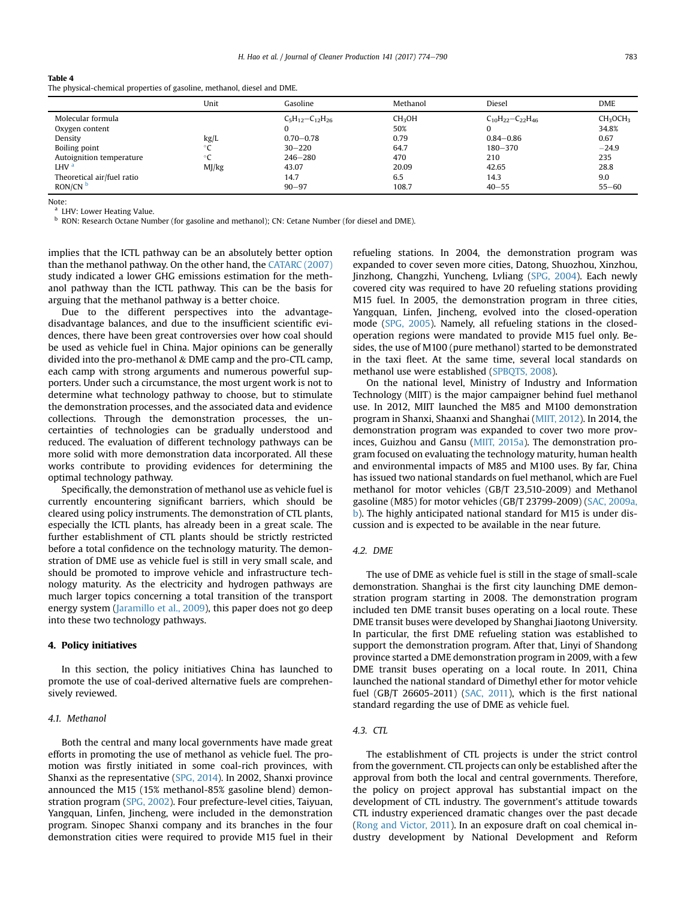**Table 4**
The physical-chemical properties of gasoline, methanol, diesel and DME.

| | Unit | Gasoline | Methanol | Diesel | DME |
|---|---|---|---|---|---|
| Molecular formula | | $C_5H_{12}$–$C_{12}H_{26}$ | $CH_3OH$ | $C_{10}H_{22}$–$C_{22}H_{46}$ | $CH_3OCH_3$ |
| Oxygen content | | 0 | 50% | 0 | 34.8% |
| Density | kg/L | 0.70–0.78 | 0.79 | 0.84–0.86 | 0.67 |
| Boiling point | °C | 30–220 | 64.7 | 180–370 | −24.9 |
| Autoignition temperature | °C | 246–280 | 470 | 210 | 235 |
| LHV [a] | MJ/kg | 43.07 | 20.09 | 42.65 | 28.8 |
| Theoretical air/fuel ratio | | 14.7 | 6.5 | 14.3 | 9.0 |
| RON/CN [b] | | 90–97 | 108.7 | 40–55 | 55–60 |

Note:
[a] LHV: Lower Heating Value.
[b] RON: Research Octane Number (for gasoline and methanol); CN: Cetane Number (for diesel and DME).

implies that the ICTL pathway can be an absolutely better option than the methanol pathway. On the other hand, the CATARC (2007) study indicated a lower GHG emissions estimation for the methanol pathway than the ICTL pathway. This can be the basis for arguing that the methanol pathway is a better choice.

Due to the different perspectives into the advantage-disadvantage balances, and due to the insufficient scientific evidences, there have been great controversies over how coal should be used as vehicle fuel in China. Major opinions can be generally divided into the pro-methanol & DME camp and the pro-CTL camp, each camp with strong arguments and numerous powerful supporters. Under such a circumstance, the most urgent work is not to determine what technology pathway to choose, but to stimulate the demonstration processes, and the associated data and evidence collections. Through the demonstration processes, the uncertainties of technologies can be gradually understood and reduced. The evaluation of different technology pathways can be more solid with more demonstration data incorporated. All these works contribute to providing evidences for determining the optimal technology pathway.

Specifically, the demonstration of methanol use as vehicle fuel is currently encountering significant barriers, which should be cleared using policy instruments. The demonstration of CTL plants, especially the ICTL plants, has already been in a great scale. The further establishment of CTL plants should be strictly restricted before a total confidence on the technology maturity. The demonstration of DME use as vehicle fuel is still in very small scale, and should be promoted to improve vehicle and infrastructure technology maturity. As the electricity and hydrogen pathways are much larger topics concerning a total transition of the transport energy system (Jaramillo et al., 2009), this paper does not go deep into these two technology pathways.

## 4. Policy initiatives

In this section, the policy initiatives China has launched to promote the use of coal-derived alternative fuels are comprehensively reviewed.

### 4.1. Methanol

Both the central and many local governments have made great efforts in promoting the use of methanol as vehicle fuel. The promotion was firstly initiated in some coal-rich provinces, with Shanxi as the representative (SPG, 2014). In 2002, Shanxi province announced the M15 (15% methanol-85% gasoline blend) demonstration program (SPG, 2002). Four prefecture-level cities, Taiyuan, Yangquan, Linfen, Jincheng, were included in the demonstration program. Sinopec Shanxi company and its branches in the four demonstration cities were required to provide M15 fuel in their refueling stations. In 2004, the demonstration program was expanded to cover seven more cities, Datong, Shuozhou, Xinzhou, Jinzhong, Changzhi, Yuncheng, Lvliang (SPG, 2004). Each newly covered city was required to have 20 refueling stations providing M15 fuel. In 2005, the demonstration program in three cities, Yangquan, Linfen, Jincheng, evolved into the closed-operation mode (SPG, 2005). Namely, all refueling stations in the closed-operation regions were mandated to provide M15 fuel only. Besides, the use of M100 (pure methanol) started to be demonstrated in the taxi fleet. At the same time, several local standards on methanol use were established (SPBQTS, 2008).

On the national level, Ministry of Industry and Information Technology (MIIT) is the major campaigner behind fuel methanol use. In 2012, MIIT launched the M85 and M100 demonstration program in Shanxi, Shaanxi and Shanghai (MIIT, 2012). In 2014, the demonstration program was expanded to cover two more provinces, Guizhou and Gansu (MIIT, 2015a). The demonstration program focused on evaluating the technology maturity, human health and environmental impacts of M85 and M100 uses. By far, China has issued two national standards on fuel methanol, which are Fuel methanol for motor vehicles (GB/T 23,510-2009) and Methanol gasoline (M85) for motor vehicles (GB/T 23799-2009) (SAC, 2009a, b). The highly anticipated national standard for M15 is under discussion and is expected to be available in the near future.

### 4.2. DME

The use of DME as vehicle fuel is still in the stage of small-scale demonstration. Shanghai is the first city launching DME demonstration program starting in 2008. The demonstration program included ten DME transit buses operating on a local route. These DME transit buses were developed by Shanghai Jiaotong University. In particular, the first DME refueling station was established to support the demonstration program. After that, Linyi of Shandong province started a DME demonstration program in 2009, with a few DME transit buses operating on a local route. In 2011, China launched the national standard of Dimethyl ether for motor vehicle fuel (GB/T 26605-2011) (SAC, 2011), which is the first national standard regarding the use of DME as vehicle fuel.

### 4.3. CTL

The establishment of CTL projects is under the strict control from the government. CTL projects can only be established after the approval from both the local and central governments. Therefore, the policy on project approval has substantial impact on the development of CTL industry. The government's attitude towards CTL industry experienced dramatic changes over the past decade (Rong and Victor, 2011). In an exposure draft on coal chemical industry development by National Development and Reform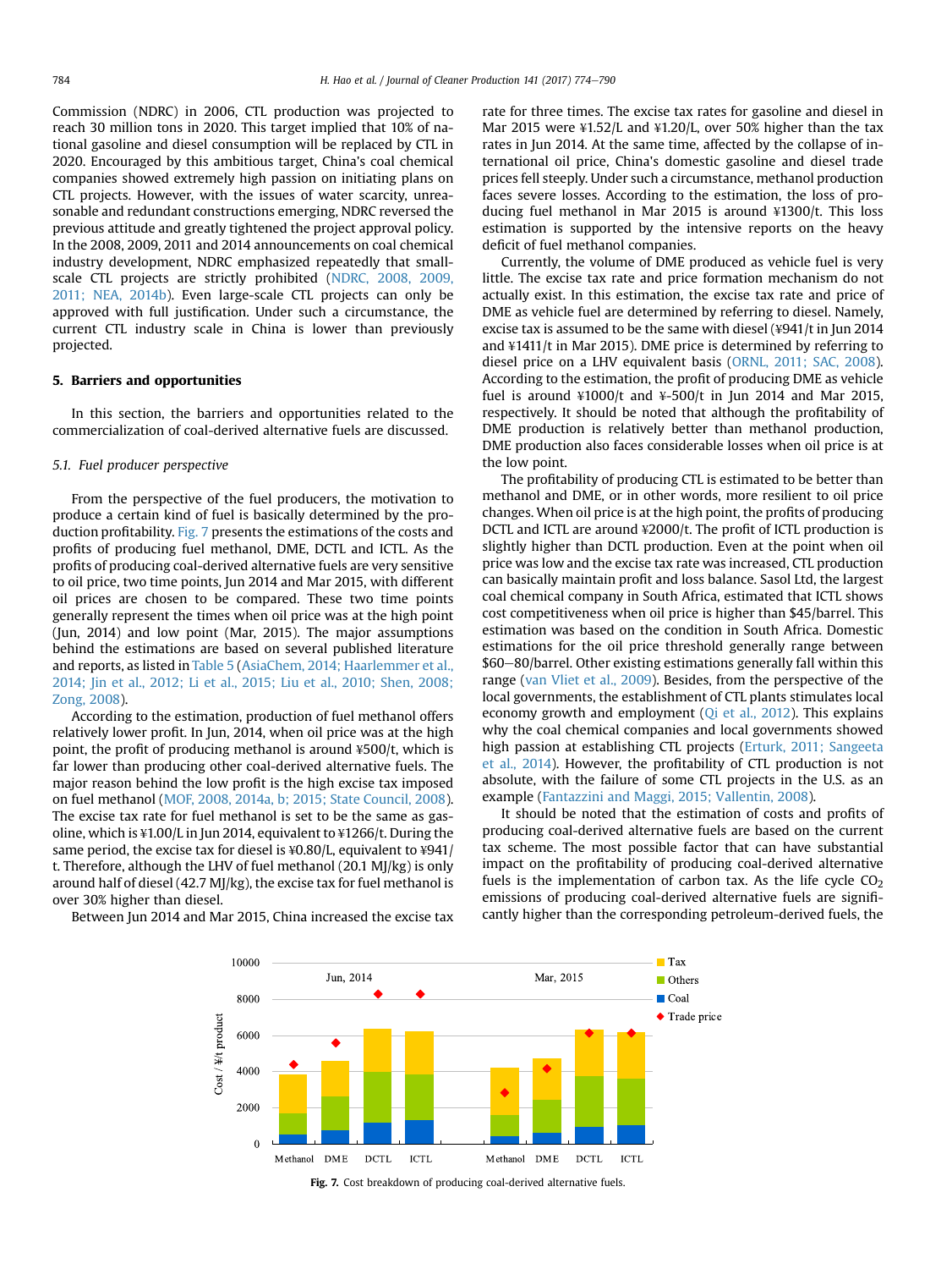Commission (NDRC) in 2006, CTL production was projected to reach 30 million tons in 2020. This target implied that 10% of national gasoline and diesel consumption will be replaced by CTL in 2020. Encouraged by this ambitious target, China's coal chemical companies showed extremely high passion on initiating plans on CTL projects. However, with the issues of water scarcity, unreasonable and redundant constructions emerging, NDRC reversed the previous attitude and greatly tightened the project approval policy. In the 2008, 2009, 2011 and 2014 announcements on coal chemical industry development, NDRC emphasized repeatedly that small-scale CTL projects are strictly prohibited (NDRC, 2008, 2009, 2011; NEA, 2014b). Even large-scale CTL projects can only be approved with full justification. Under such a circumstance, the current CTL industry scale in China is lower than previously projected.

## 5. Barriers and opportunities

In this section, the barriers and opportunities related to the commercialization of coal-derived alternative fuels are discussed.

### 5.1. Fuel producer perspective

From the perspective of the fuel producers, the motivation to produce a certain kind of fuel is basically determined by the production profitability. Fig. 7 presents the estimations of the costs and profits of producing fuel methanol, DME, DCTL and ICTL. As the profits of producing coal-derived alternative fuels are very sensitive to oil price, two time points, Jun 2014 and Mar 2015, with different oil prices are chosen to be compared. These two time points generally represent the times when oil price was at the high point (Jun, 2014) and low point (Mar, 2015). The major assumptions behind the estimations are based on several published literature and reports, as listed in Table 5 (AsiaChem, 2014; Haarlemmer et al., 2014; Jin et al., 2012; Li et al., 2015; Liu et al., 2010; Shen, 2008; Zong, 2008).

According to the estimation, production of fuel methanol offers relatively lower profit. In Jun, 2014, when oil price was at the high point, the profit of producing methanol is around ¥500/t, which is far lower than producing other coal-derived alternative fuels. The major reason behind the low profit is the high excise tax imposed on fuel methanol (MOF, 2008, 2014a, b; 2015; State Council, 2008). The excise tax rate for fuel methanol is set to be the same as gasoline, which is ¥1.00/L in Jun 2014, equivalent to ¥1266/t. During the same period, the excise tax for diesel is ¥0.80/L, equivalent to ¥941/t. Therefore, although the LHV of fuel methanol (20.1 MJ/kg) is only around half of diesel (42.7 MJ/kg), the excise tax for fuel methanol is over 30% higher than diesel.

Between Jun 2014 and Mar 2015, China increased the excise tax rate for three times. The excise tax rates for gasoline and diesel in Mar 2015 were ¥1.52/L and ¥1.20/L, over 50% higher than the tax rates in Jun 2014. At the same time, affected by the collapse of international oil price, China's domestic gasoline and diesel trade prices fell steeply. Under such a circumstance, methanol production faces severe losses. According to the estimation, the loss of producing fuel methanol in Mar 2015 is around ¥1300/t. This loss estimation is supported by the intensive reports on the heavy deficit of fuel methanol companies.

Currently, the volume of DME produced as vehicle fuel is very little. The excise tax rate and price formation mechanism do not actually exist. In this estimation, the excise tax rate and price of DME as vehicle fuel are determined by referring to diesel. Namely, excise tax is assumed to be the same with diesel (¥941/t in Jun 2014 and ¥1411/t in Mar 2015). DME price is determined by referring to diesel price on a LHV equivalent basis (ORNL, 2011; SAC, 2008). According to the estimation, the profit of producing DME as vehicle fuel is around ¥1000/t and ¥-500/t in Jun 2014 and Mar 2015, respectively. It should be noted that although the profitability of DME production is relatively better than methanol production, DME production also faces considerable losses when oil price is at the low point.

The profitability of producing CTL is estimated to be better than methanol and DME, or in other words, more resilient to oil price changes. When oil price is at the high point, the profits of producing DCTL and ICTL are around ¥2000/t. The profit of ICTL production is slightly higher than DCTL production. Even at the point when oil price was low and the excise tax rate was increased, CTL production can basically maintain profit and loss balance. Sasol Ltd, the largest coal chemical company in South Africa, estimated that ICTL shows cost competitiveness when oil price is higher than $45/barrel. This estimation was based on the condition in South Africa. Domestic estimations for the oil price threshold generally range between $60–80/barrel. Other existing estimations generally fall within this range (van Vliet et al., 2009). Besides, from the perspective of the local governments, the establishment of CTL plants stimulates local economy growth and employment (Qi et al., 2012). This explains why the coal chemical companies and local governments showed high passion at establishing CTL projects (Erturk, 2011; Sangeeta et al., 2014). However, the profitability of CTL production is not absolute, with the failure of some CTL projects in the U.S. as an example (Fantazzini and Maggi, 2015; Vallentin, 2008).

It should be noted that the estimation of costs and profits of producing coal-derived alternative fuels are based on the current tax scheme. The most possible factor that can have substantial impact on the profitability of producing coal-derived alternative fuels is the implementation of carbon tax. As the life cycle $CO_2$ emissions of producing coal-derived alternative fuels are significantly higher than the corresponding petroleum-derived fuels, the

**Fig. 7.** Cost breakdown of producing coal-derived alternative fuels.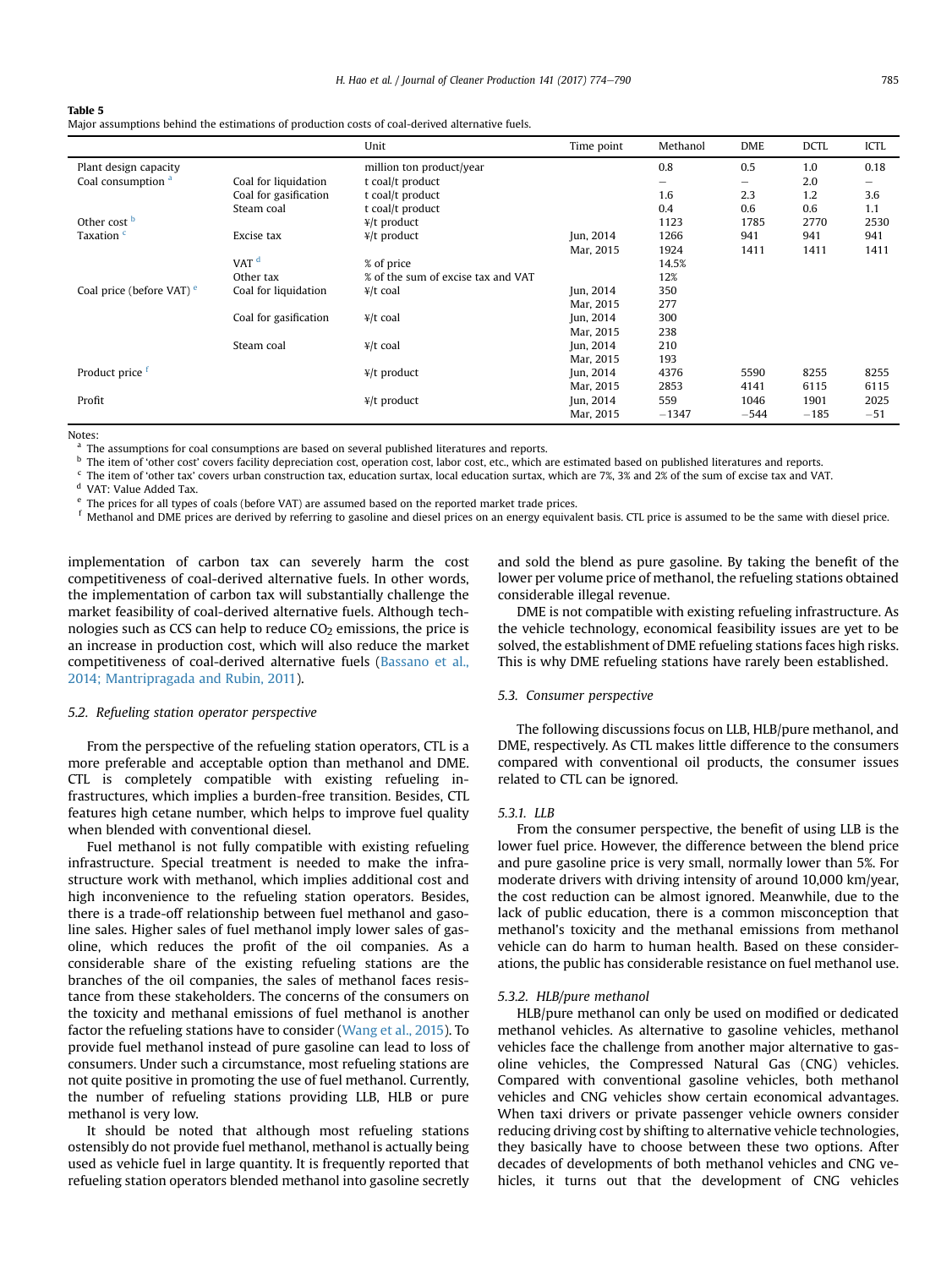**Table 5**
Major assumptions behind the estimations of production costs of coal-derived alternative fuels.

| | | Unit | Time point | Methanol | DME | DCTL | ICTL |
|---|---|---|---|---|---|---|---|
| Plant design capacity | | million ton product/year | | 0.8 | 0.5 | 1.0 | 0.18 |
| Coal consumption [a] | Coal for liquidation | t coal/t product | | – | – | 2.0 | – |
| | Coal for gasification | t coal/t product | | 1.6 | 2.3 | 1.2 | 3.6 |
| | Steam coal | t coal/t product | | 0.4 | 0.6 | 0.6 | 1.1 |
| Other cost [b] | | ¥/t product | | 1123 | 1785 | 2770 | 2530 |
| Taxation [c] | Excise tax | ¥/t product | Jun, 2014 | 1266 | 941 | 941 | 941 |
| | | | Mar, 2015 | 1924 | 1411 | 1411 | 1411 |
| | VAT [d] | % of price | | 14.5% | | | |
| | Other tax | % of the sum of excise tax and VAT | | 12% | | | |
| Coal price (before VAT) [e] | Coal for liquidation | ¥/t coal | Jun, 2014 | 350 | | | |
| | | | Mar, 2015 | 277 | | | |
| | Coal for gasification | ¥/t coal | Jun, 2014 | 300 | | | |
| | | | Mar, 2015 | 238 | | | |
| | Steam coal | ¥/t coal | Jun, 2014 | 210 | | | |
| | | | Mar, 2015 | 193 | | | |
| Product price [f] | | ¥/t product | Jun, 2014 | 4376 | 5590 | 8255 | 8255 |
| | | | Mar, 2015 | 2853 | 4141 | 6115 | 6115 |
| Profit | | ¥/t product | Jun, 2014 | 559 | 1046 | 1901 | 2025 |
| | | | Mar, 2015 | −1347 | −544 | −185 | −51 |

Notes:
[a] The assumptions for coal consumptions are based on several published literatures and reports.
[b] The item of 'other cost' covers facility depreciation cost, operation cost, labor cost, etc., which are estimated based on published literatures and reports.
[c] The item of 'other tax' covers urban construction tax, education surtax, local education surtax, which are 7%, 3% and 2% of the sum of excise tax and VAT.
[d] VAT: Value Added Tax.
[e] The prices for all types of coals (before VAT) are assumed based on the reported market trade prices.
[f] Methanol and DME prices are derived by referring to gasoline and diesel prices on an energy equivalent basis. CTL price is assumed to be the same with diesel price.

implementation of carbon tax can severely harm the cost competitiveness of coal-derived alternative fuels. In other words, the implementation of carbon tax will substantially challenge the market feasibility of coal-derived alternative fuels. Although technologies such as CCS can help to reduce $CO_2$ emissions, the price is an increase in production cost, which will also reduce the market competitiveness of coal-derived alternative fuels (Bassano et al., 2014; Mantripragada and Rubin, 2011).

### 5.2. Refueling station operator perspective

From the perspective of the refueling station operators, CTL is a more preferable and acceptable option than methanol and DME. CTL is completely compatible with existing refueling infrastructures, which implies a burden-free transition. Besides, CTL features high cetane number, which helps to improve fuel quality when blended with conventional diesel.

Fuel methanol is not fully compatible with existing refueling infrastructure. Special treatment is needed to make the infrastructure work with methanol, which implies additional cost and high inconvenience to the refueling station operators. Besides, there is a trade-off relationship between fuel methanol and gasoline sales. Higher sales of fuel methanol imply lower sales of gasoline, which reduces the profit of the oil companies. As a considerable share of the existing refueling stations are the branches of the oil companies, the sales of methanol faces resistance from these stakeholders. The concerns of the consumers on the toxicity and methanal emissions of fuel methanol is another factor the refueling stations have to consider (Wang et al., 2015). To provide fuel methanol instead of pure gasoline can lead to loss of consumers. Under such a circumstance, most refueling stations are not quite positive in promoting the use of fuel methanol. Currently, the number of refueling stations providing LLB, HLB or pure methanol is very low.

It should be noted that although most refueling stations ostensibly do not provide fuel methanol, methanol is actually being used as vehicle fuel in large quantity. It is frequently reported that refueling station operators blended methanol into gasoline secretly and sold the blend as pure gasoline. By taking the benefit of the lower per volume price of methanol, the refueling stations obtained considerable illegal revenue.

DME is not compatible with existing refueling infrastructure. As the vehicle technology, economical feasibility issues are yet to be solved, the establishment of DME refueling stations faces high risks. This is why DME refueling stations have rarely been established.

### 5.3. Consumer perspective

The following discussions focus on LLB, HLB/pure methanol, and DME, respectively. As CTL makes little difference to the consumers compared with conventional oil products, the consumer issues related to CTL can be ignored.

#### 5.3.1. LLB

From the consumer perspective, the benefit of using LLB is the lower fuel price. However, the difference between the blend price and pure gasoline price is very small, normally lower than 5%. For moderate drivers with driving intensity of around 10,000 km/year, the cost reduction can be almost ignored. Meanwhile, due to the lack of public education, there is a common misconception that methanol's toxicity and the methanal emissions from methanol vehicle can do harm to human health. Based on these considerations, the public has considerable resistance on fuel methanol use.

#### 5.3.2. HLB/pure methanol

HLB/pure methanol can only be used on modified or dedicated methanol vehicles. As alternative to gasoline vehicles, methanol vehicles face the challenge from another major alternative to gasoline vehicles, the Compressed Natural Gas (CNG) vehicles. Compared with conventional gasoline vehicles, both methanol vehicles and CNG vehicles show certain economical advantages. When taxi drivers or private passenger vehicle owners consider reducing driving cost by shifting to alternative vehicle technologies, they basically have to choose between these two options. After decades of developments of both methanol vehicles and CNG vehicles, it turns out that the development of CNG vehicles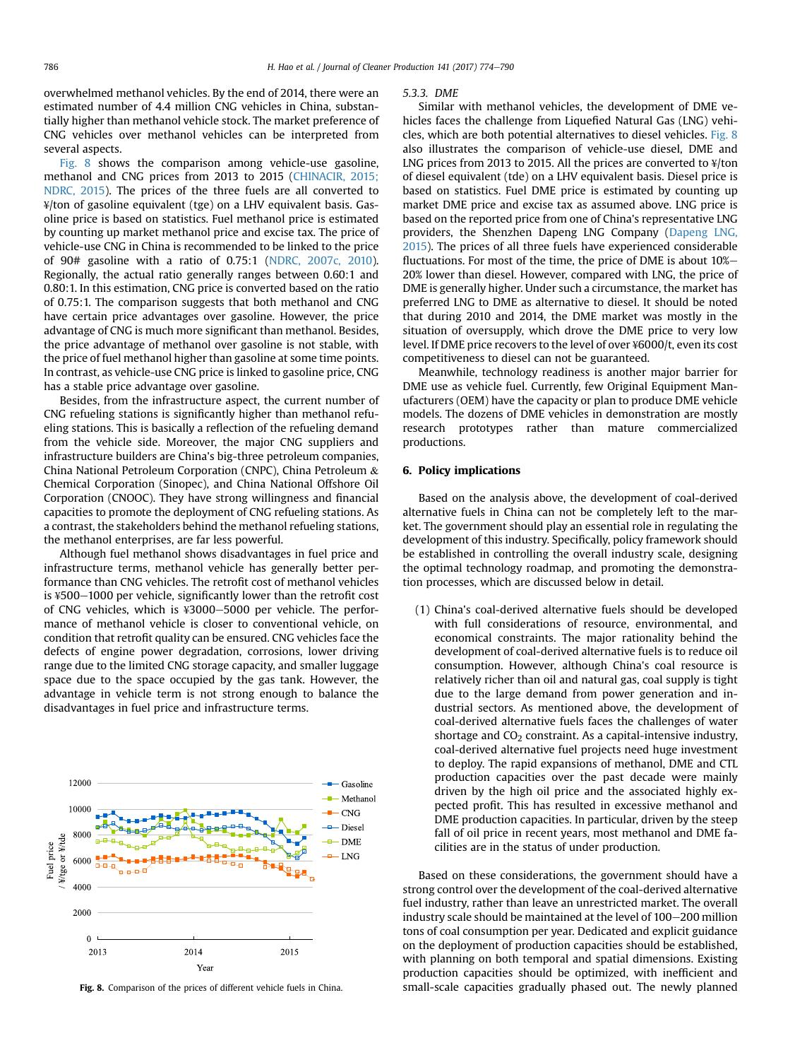overwhelmed methanol vehicles. By the end of 2014, there were an estimated number of 4.4 million CNG vehicles in China, substantially higher than methanol vehicle stock. The market preference of CNG vehicles over methanol vehicles can be interpreted from several aspects.

Fig. 8 shows the comparison among vehicle-use gasoline, methanol and CNG prices from 2013 to 2015 (CHINACIR, 2015; NDRC, 2015). The prices of the three fuels are all converted to ¥/ton of gasoline equivalent (tge) on a LHV equivalent basis. Gasoline price is based on statistics. Fuel methanol price is estimated by counting up market methanol price and excise tax. The price of vehicle-use CNG in China is recommended to be linked to the price of 90# gasoline with a ratio of 0.75:1 (NDRC, 2007c, 2010). Regionally, the actual ratio generally ranges between 0.60:1 and 0.80:1. In this estimation, CNG price is converted based on the ratio of 0.75:1. The comparison suggests that both methanol and CNG have certain price advantages over gasoline. However, the price advantage of CNG is much more significant than methanol. Besides, the price advantage of methanol over gasoline is not stable, with the price of fuel methanol higher than gasoline at some time points. In contrast, as vehicle-use CNG price is linked to gasoline price, CNG has a stable price advantage over gasoline.

Besides, from the infrastructure aspect, the current number of CNG refueling stations is significantly higher than methanol refueling stations. This is basically a reflection of the refueling demand from the vehicle side. Moreover, the major CNG suppliers and infrastructure builders are China's big-three petroleum companies, China National Petroleum Corporation (CNPC), China Petroleum & Chemical Corporation (Sinopec), and China National Offshore Oil Corporation (CNOOC). They have strong willingness and financial capacities to promote the deployment of CNG refueling stations. As a contrast, the stakeholders behind the methanol refueling stations, the methanol enterprises, are far less powerful.

Although fuel methanol shows disadvantages in fuel price and infrastructure terms, methanol vehicle has generally better performance than CNG vehicles. The retrofit cost of methanol vehicles is ¥500–1000 per vehicle, significantly lower than the retrofit cost of CNG vehicles, which is ¥3000–5000 per vehicle. The performance of methanol vehicle is closer to conventional vehicle, on condition that retrofit quality can be ensured. CNG vehicles face the defects of engine power degradation, corrosions, lower driving range due to the limited CNG storage capacity, and smaller luggage space due to the space occupied by the gas tank. However, the advantage in vehicle term is not strong enough to balance the disadvantages in fuel price and infrastructure terms.

**Fig. 8.** Comparison of the prices of different vehicle fuels in China.

#### 5.3.3. DME

Similar with methanol vehicles, the development of DME vehicles faces the challenge from Liquefied Natural Gas (LNG) vehicles, which are both potential alternatives to diesel vehicles. Fig. 8 also illustrates the comparison of vehicle-use diesel, DME and LNG prices from 2013 to 2015. All the prices are converted to ¥/ton of diesel equivalent (tde) on a LHV equivalent basis. Diesel price is based on statistics. Fuel DME price is estimated by counting up market DME price and excise tax as assumed above. LNG price is based on the reported price from one of China's representative LNG providers, the Shenzhen Dapeng LNG Company (Dapeng LNG, 2015). The prices of all three fuels have experienced considerable fluctuations. For most of the time, the price of DME is about 10%–20% lower than diesel. However, compared with LNG, the price of DME is generally higher. Under such a circumstance, the market has preferred LNG to DME as alternative to diesel. It should be noted that during 2010 and 2014, the DME market was mostly in the situation of oversupply, which drove the DME price to very low level. If DME price recovers to the level of over ¥6000/t, even its cost competitiveness to diesel can not be guaranteed.

Meanwhile, technology readiness is another major barrier for DME use as vehicle fuel. Currently, few Original Equipment Manufacturers (OEM) have the capacity or plan to produce DME vehicle models. The dozens of DME vehicles in demonstration are mostly research prototypes rather than mature commercialized productions.

## 6. Policy implications

Based on the analysis above, the development of coal-derived alternative fuels in China can not be completely left to the market. The government should play an essential role in regulating the development of this industry. Specifically, policy framework should be established in controlling the overall industry scale, designing the optimal technology roadmap, and promoting the demonstration processes, which are discussed below in detail.

(1) China's coal-derived alternative fuels should be developed with full considerations of resource, environmental, and economical constraints. The major rationality behind the development of coal-derived alternative fuels is to reduce oil consumption. However, although China's coal resource is relatively richer than oil and natural gas, coal supply is tight due to the large demand from power generation and industrial sectors. As mentioned above, the development of coal-derived alternative fuels faces the challenges of water shortage and $CO_2$ constraint. As a capital-intensive industry, coal-derived alternative fuel projects need huge investment to deploy. The rapid expansions of methanol, DME and CTL production capacities over the past decade were mainly driven by the high oil price and the associated highly expected profit. This has resulted in excessive methanol and DME production capacities. In particular, driven by the steep fall of oil price in recent years, most methanol and DME facilities are in the status of under production.

Based on these considerations, the government should have a strong control over the development of the coal-derived alternative fuel industry, rather than leave an unrestricted market. The overall industry scale should be maintained at the level of 100–200 million tons of coal consumption per year. Dedicated and explicit guidance on the deployment of production capacities should be established, with planning on both temporal and spatial dimensions. Existing production capacities should be optimized, with inefficient and small-scale capacities gradually phased out. The newly planned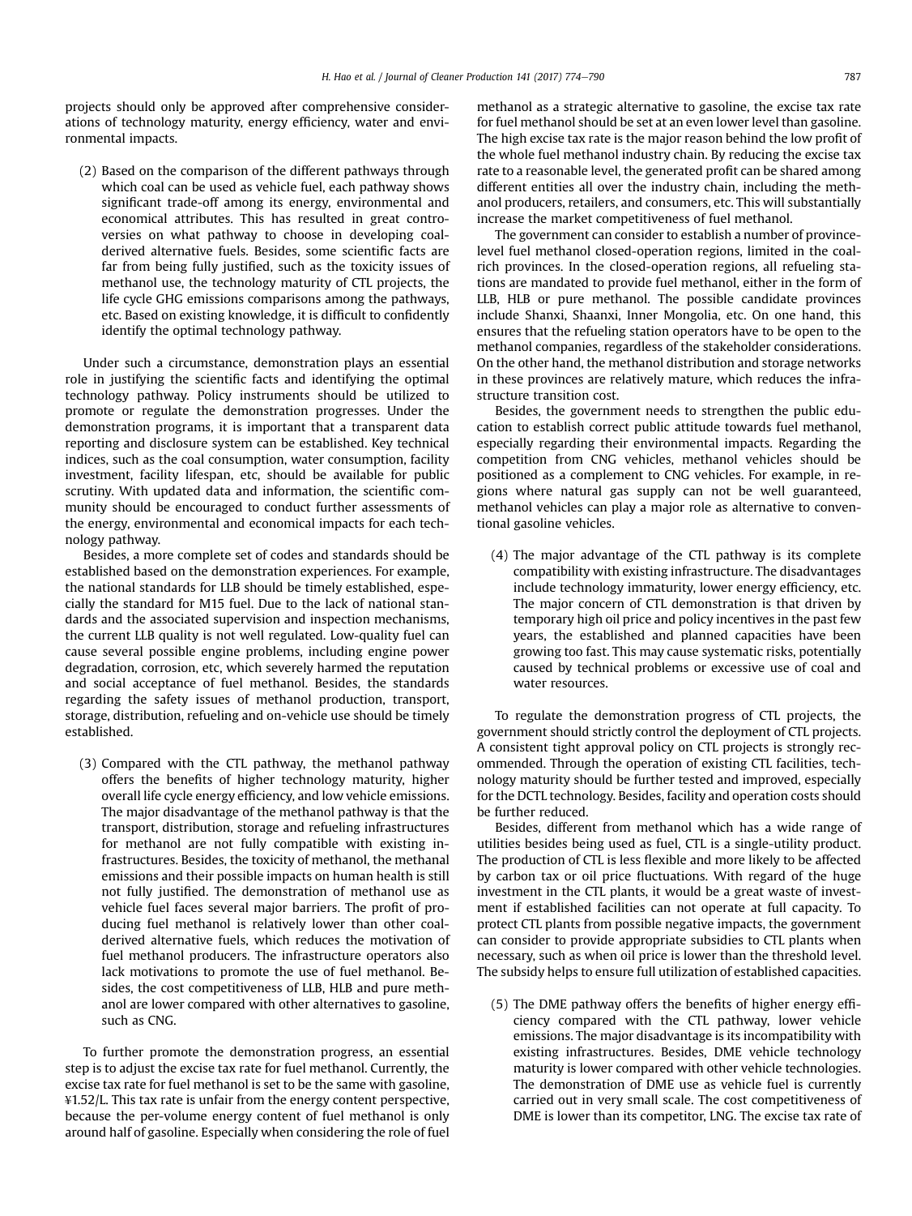projects should only be approved after comprehensive considerations of technology maturity, energy efficiency, water and environmental impacts.

(2) Based on the comparison of the different pathways through which coal can be used as vehicle fuel, each pathway shows significant trade-off among its energy, environmental and economical attributes. This has resulted in great controversies on what pathway to choose in developing coal-derived alternative fuels. Besides, some scientific facts are far from being fully justified, such as the toxicity issues of methanol use, the technology maturity of CTL projects, the life cycle GHG emissions comparisons among the pathways, etc. Based on existing knowledge, it is difficult to confidently identify the optimal technology pathway.

Under such a circumstance, demonstration plays an essential role in justifying the scientific facts and identifying the optimal technology pathway. Policy instruments should be utilized to promote or regulate the demonstration progresses. Under the demonstration programs, it is important that a transparent data reporting and disclosure system can be established. Key technical indices, such as the coal consumption, water consumption, facility investment, facility lifespan, etc, should be available for public scrutiny. With updated data and information, the scientific community should be encouraged to conduct further assessments of the energy, environmental and economical impacts for each technology pathway.

Besides, a more complete set of codes and standards should be established based on the demonstration experiences. For example, the national standards for LLB should be timely established, especially the standard for M15 fuel. Due to the lack of national standards and the associated supervision and inspection mechanisms, the current LLB quality is not well regulated. Low-quality fuel can cause several possible engine problems, including engine power degradation, corrosion, etc, which severely harmed the reputation and social acceptance of fuel methanol. Besides, the standards regarding the safety issues of methanol production, transport, storage, distribution, refueling and on-vehicle use should be timely established.

(3) Compared with the CTL pathway, the methanol pathway offers the benefits of higher technology maturity, higher overall life cycle energy efficiency, and low vehicle emissions. The major disadvantage of the methanol pathway is that the transport, distribution, storage and refueling infrastructures for methanol are not fully compatible with existing infrastructures. Besides, the toxicity of methanol, the methanal emissions and their possible impacts on human health is still not fully justified. The demonstration of methanol use as vehicle fuel faces several major barriers. The profit of producing fuel methanol is relatively lower than other coal-derived alternative fuels, which reduces the motivation of fuel methanol producers. The infrastructure operators also lack motivations to promote the use of fuel methanol. Besides, the cost competitiveness of LLB, HLB and pure methanol are lower compared with other alternatives to gasoline, such as CNG.

To further promote the demonstration progress, an essential step is to adjust the excise tax rate for fuel methanol. Currently, the excise tax rate for fuel methanol is set to be the same with gasoline, ¥1.52/L. This tax rate is unfair from the energy content perspective, because the per-volume energy content of fuel methanol is only around half of gasoline. Especially when considering the role of fuel methanol as a strategic alternative to gasoline, the excise tax rate for fuel methanol should be set at an even lower level than gasoline. The high excise tax rate is the major reason behind the low profit of the whole fuel methanol industry chain. By reducing the excise tax rate to a reasonable level, the generated profit can be shared among different entities all over the industry chain, including the methanol producers, retailers, and consumers, etc. This will substantially increase the market competitiveness of fuel methanol.

The government can consider to establish a number of province-level fuel methanol closed-operation regions, limited in the coal-rich provinces. In the closed-operation regions, all refueling stations are mandated to provide fuel methanol, either in the form of LLB, HLB or pure methanol. The possible candidate provinces include Shanxi, Shaanxi, Inner Mongolia, etc. On one hand, this ensures that the refueling station operators have to be open to the methanol companies, regardless of the stakeholder considerations. On the other hand, the methanol distribution and storage networks in these provinces are relatively mature, which reduces the infrastructure transition cost.

Besides, the government needs to strengthen the public education to establish correct public attitude towards fuel methanol, especially regarding their environmental impacts. Regarding the competition from CNG vehicles, methanol vehicles should be positioned as a complement to CNG vehicles. For example, in regions where natural gas supply can not be well guaranteed, methanol vehicles can play a major role as alternative to conventional gasoline vehicles.

(4) The major advantage of the CTL pathway is its complete compatibility with existing infrastructure. The disadvantages include technology immaturity, lower energy efficiency, etc. The major concern of CTL demonstration is that driven by temporary high oil price and policy incentives in the past few years, the established and planned capacities have been growing too fast. This may cause systematic risks, potentially caused by technical problems or excessive use of coal and water resources.

To regulate the demonstration progress of CTL projects, the government should strictly control the deployment of CTL projects. A consistent tight approval policy on CTL projects is strongly recommended. Through the operation of existing CTL facilities, technology maturity should be further tested and improved, especially for the DCTL technology. Besides, facility and operation costs should be further reduced.

Besides, different from methanol which has a wide range of utilities besides being used as fuel, CTL is a single-utility product. The production of CTL is less flexible and more likely to be affected by carbon tax or oil price fluctuations. With regard of the huge investment in the CTL plants, it would be a great waste of investment if established facilities can not operate at full capacity. To protect CTL plants from possible negative impacts, the government can consider to provide appropriate subsidies to CTL plants when necessary, such as when oil price is lower than the threshold level. The subsidy helps to ensure full utilization of established capacities.

(5) The DME pathway offers the benefits of higher energy efficiency compared with the CTL pathway, lower vehicle emissions. The major disadvantage is its incompatibility with existing infrastructures. Besides, DME vehicle technology maturity is lower compared with other vehicle technologies. The demonstration of DME use as vehicle fuel is currently carried out in very small scale. The cost competitiveness of DME is lower than its competitor, LNG. The excise tax rate of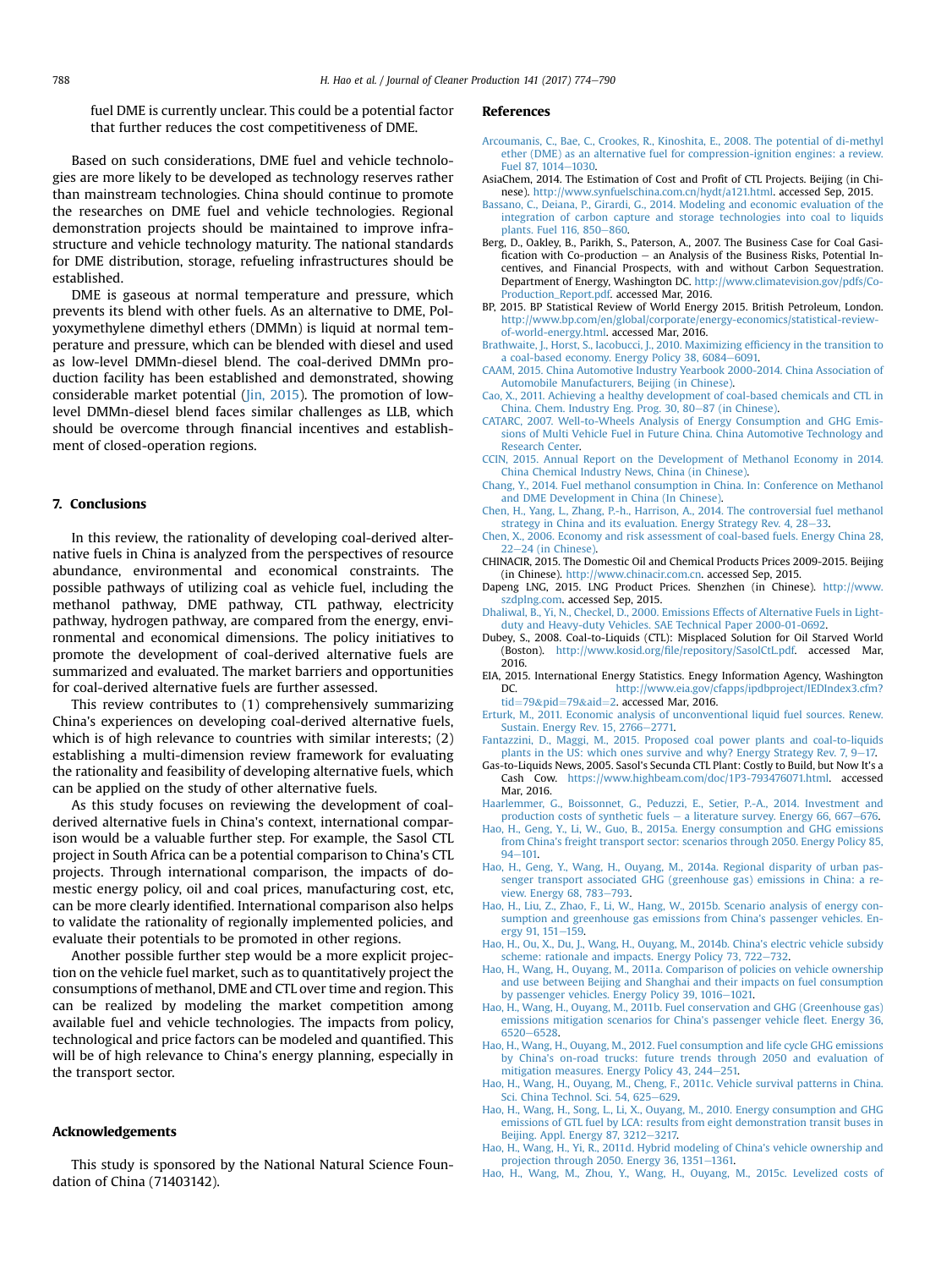fuel DME is currently unclear. This could be a potential factor that further reduces the cost competitiveness of DME.

Based on such considerations, DME fuel and vehicle technologies are more likely to be developed as technology reserves rather than mainstream technologies. China should continue to promote the researches on DME fuel and vehicle technologies. Regional demonstration projects should be maintained to improve infrastructure and vehicle technology maturity. The national standards for DME distribution, storage, refueling infrastructures should be established.

DME is gaseous at normal temperature and pressure, which prevents its blend with other fuels. As an alternative to DME, Polyoxymethylene dimethyl ethers (DMMn) is liquid at normal temperature and pressure, which can be blended with diesel and used as low-level DMMn-diesel blend. The coal-derived DMMn production facility has been established and demonstrated, showing considerable market potential (Jin, 2015). The promotion of low-level DMMn-diesel blend faces similar challenges as LLB, which should be overcome through financial incentives and establishment of closed-operation regions.

## 7. Conclusions

In this review, the rationality of developing coal-derived alternative fuels in China is analyzed from the perspectives of resource abundance, environmental and economical constraints. The possible pathways of utilizing coal as vehicle fuel, including the methanol pathway, DME pathway, CTL pathway, electricity pathway, hydrogen pathway, are compared from the energy, environmental and economical dimensions. The policy initiatives to promote the development of coal-derived alternative fuels are summarized and evaluated. The market barriers and opportunities for coal-derived alternative fuels are further assessed.

This review contributes to (1) comprehensively summarizing China's experiences on developing coal-derived alternative fuels, which is of high relevance to countries with similar interests; (2) establishing a multi-dimension review framework for evaluating the rationality and feasibility of developing alternative fuels, which can be applied on the study of other alternative fuels.

As this study focuses on reviewing the development of coal-derived alternative fuels in China's context, international comparison would be a valuable further step. For example, the Sasol CTL project in South Africa can be a potential comparison to China's CTL projects. Through international comparison, the impacts of domestic energy policy, oil and coal prices, manufacturing cost, etc, can be more clearly identified. International comparison also helps to validate the rationality of regionally implemented policies, and evaluate their potentials to be promoted in other regions.

Another possible further step would be a more explicit projection on the vehicle fuel market, such as to quantitatively project the consumptions of methanol, DME and CTL over time and region. This can be realized by modeling the market competition among available fuel and vehicle technologies. The impacts from policy, technological and price factors can be modeled and quantified. This will be of high relevance to China's energy planning, especially in the transport sector.

## Acknowledgements

This study is sponsored by the National Natural Science Foundation of China (71403142).

## References

Arcoumanis, C., Bae, C., Crookes, R., Kinoshita, E., 2008. The potential of di-methyl ether (DME) as an alternative fuel for compression-ignition engines: a review. Fuel 87, 1014–1030.

AsiaChem, 2014. The Estimation of Cost and Profit of CTL Projects. Beijing (in Chinese). http://www.synfuelschina.com.cn/hydt/a121.html. accessed Sep, 2015.

Bassano, C., Deiana, P., Girardi, G., 2014. Modeling and economic evaluation of the integration of carbon capture and storage technologies into coal to liquids plants. Fuel 116, 850–860.

Berg, D., Oakley, B., Parikh, S., Paterson, A., 2007. The Business Case for Coal Gasification with Co-production – an Analysis of the Business Risks, Potential Incentives, and Financial Prospects, with and without Carbon Sequestration. Department of Energy, Washington DC. http://www.climatevision.gov/pdfs/Co-Production_Report.pdf. accessed Mar, 2016.

BP, 2015. BP Statistical Review of World Energy 2015. British Petroleum, London. http://www.bp.com/en/global/corporate/energy-economics/statistical-review-of-world-energy.html. accessed Mar, 2016.

Brathwaite, J., Horst, S., Iacobucci, J., 2010. Maximizing efficiency in the transition to a coal-based economy. Energy Policy 38, 6084–6091.

CAAM, 2015. China Automotive Industry Yearbook 2000-2014. China Association of Automobile Manufacturers, Beijing (in Chinese).

Cao, X., 2011. Achieving a healthy development of coal-based chemicals and CTL in China. Chem. Industry Eng. Prog. 30, 80–87 (in Chinese).

CATARC, 2007. Well-to-Wheels Analysis of Energy Consumption and GHG Emissions of Multi Vehicle Fuel in Future China. China Automotive Technology and Research Center.

CCIN, 2015. Annual Report on the Development of Methanol Economy in 2014. China Chemical Industry News, China (in Chinese).

Chang, Y., 2014. Fuel methanol consumption in China. In: Conference on Methanol and DME Development in China (In Chinese).

Chen, H., Yang, L., Zhang, P.-h., Harrison, A., 2014. The controversial fuel methanol strategy in China and its evaluation. Energy Strategy Rev. 4, 28–33.

Chen, X., 2006. Economy and risk assessment of coal-based fuels. Energy China 28, 22–24 (in Chinese).

CHINACIR, 2015. The Domestic Oil and Chemical Products Prices 2009-2015. Beijing (in Chinese). http://www.chinacir.com.cn. accessed Sep, 2015.

Dapeng LNG, 2015. LNG Product Prices. Shenzhen (in Chinese). http://www.szdplng.com. accessed Sep, 2015.

Dhaliwal, B., Yi, N., Checkel, D., 2000. Emissions Effects of Alternative Fuels in Light-duty and Heavy-duty Vehicles. SAE Technical Paper 2000-01-0692.

Dubey, S., 2008. Coal-to-Liquids (CTL): Misplaced Solution for Oil Starved World (Boston). http://www.kosid.org/file/repository/SasolCtL.pdf. accessed Mar, 2016.

EIA, 2015. International Energy Statistics. Enegy Information Agency, Washington DC. http://www.eia.gov/cfapps/ipdbproject/IEDIndex3.cfm?tid=79&pid=79&aid=2. accessed Mar, 2016.

Erturk, M., 2011. Economic analysis of unconventional liquid fuel sources. Renew. Sustain. Energy Rev. 15, 2766–2771.

Fantazzini, D., Maggi, M., 2015. Proposed coal power plants and coal-to-liquids plants in the US: which ones survive and why? Energy Strategy Rev. 7, 9–17.

Gas-to-Liquids News, 2005. Sasol's Secunda CTL Plant: Costly to Build, but Now It's a Cash Cow. https://www.highbeam.com/doc/1P3-793476071.html. accessed Mar, 2016.

Haarlemmer, G., Boissonnet, G., Peduzzi, E., Setier, P.-A., 2014. Investment and production costs of synthetic fuels – a literature survey. Energy 66, 667–676.

Hao, H., Geng, Y., Li, W., Guo, B., 2015a. Energy consumption and GHG emissions from China's freight transport sector: scenarios through 2050. Energy Policy 85, 94–101.

Hao, H., Geng, Y., Wang, H., Ouyang, M., 2014a. Regional disparity of urban passenger transport associated GHG (greenhouse gas) emissions in China: a review. Energy 68, 783–793.

Hao, H., Liu, Z., Zhao, F., Li, W., Hang, W., 2015b. Scenario analysis of energy consumption and greenhouse gas emissions from China's passenger vehicles. Energy 91, 151–159.

Hao, H., Ou, X., Du, J., Wang, H., Ouyang, M., 2014b. China's electric vehicle subsidy scheme: rationale and impacts. Energy Policy 73, 722–732.

Hao, H., Wang, H., Ouyang, M., 2011a. Comparison of policies on vehicle ownership and use between Beijing and Shanghai and their impacts on fuel consumption by passenger vehicles. Energy Policy 39, 1016–1021.

Hao, H., Wang, H., Ouyang, M., 2011b. Fuel conservation and GHG (Greenhouse gas) emissions mitigation scenarios for China's passenger vehicle fleet. Energy 36, 6520–6528.

Hao, H., Wang, H., Ouyang, M., 2012. Fuel consumption and life cycle GHG emissions by China's on-road trucks: future trends through 2050 and evaluation of mitigation measures. Energy Policy 43, 244–251.

Hao, H., Wang, H., Ouyang, M., Cheng, F., 2011c. Vehicle survival patterns in China. Sci. China Technol. Sci. 54, 625–629.

Hao, H., Wang, H., Song, L., Li, X., Ouyang, M., 2010. Energy consumption and GHG emissions of GTL fuel by LCA: results from eight demonstration transit buses in Beijing. Appl. Energy 87, 3212–3217.

Hao, H., Wang, H., Yi, R., 2011d. Hybrid modeling of China's vehicle ownership and projection through 2050. Energy 36, 1351–1361.

Hao, H., Wang, M., Zhou, Y., Wang, H., Ouyang, M., 2015c. Levelized costs of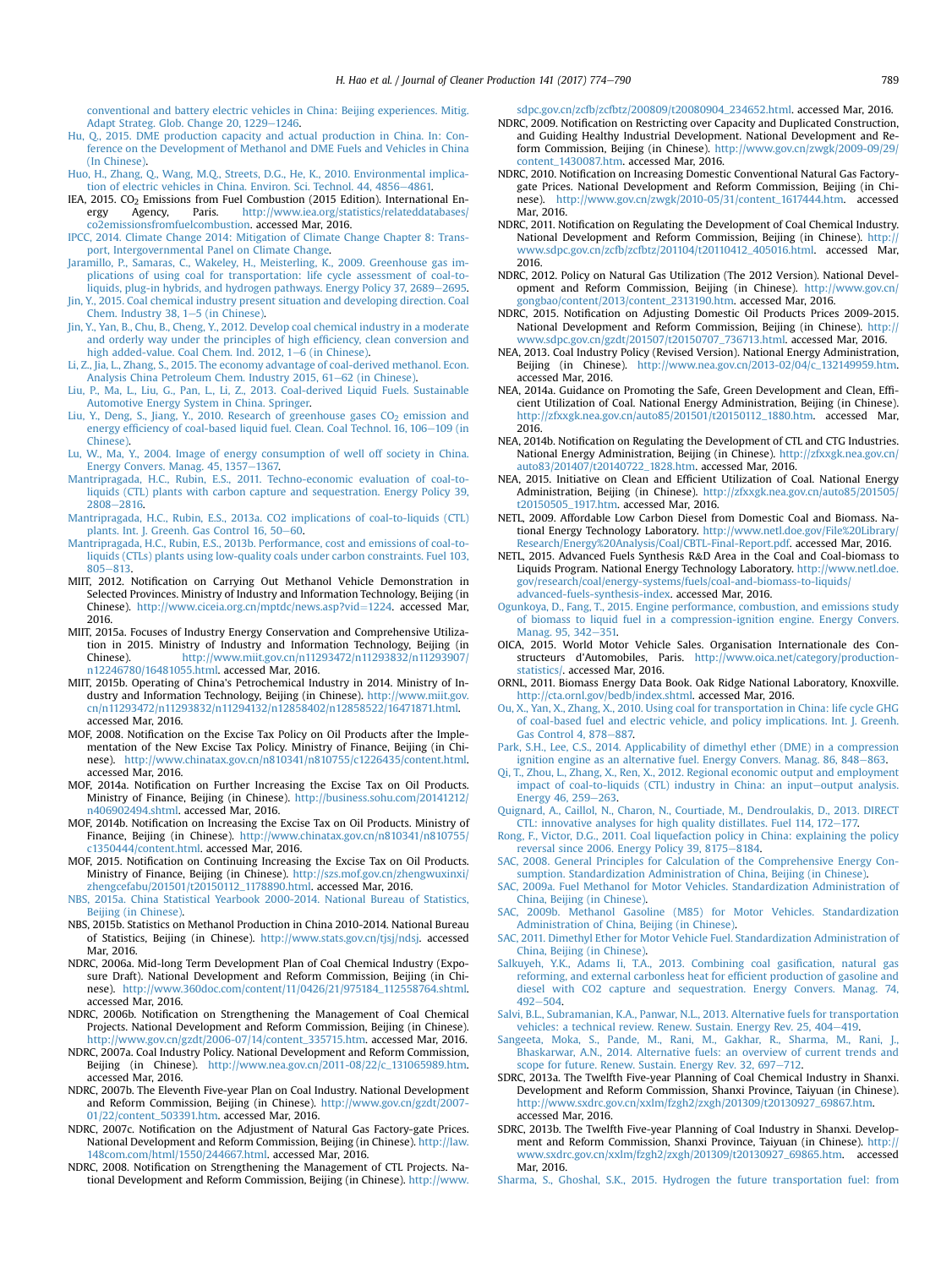conventional and battery electric vehicles in China: Beijing experiences. Mitig. Adapt Strateg. Glob. Change 20, 1229–1246.

Hu, Q., 2015. DME production capacity and actual production in China. In: Conference on the Development of Methanol and DME Fuels and Vehicles in China (In Chinese).

Huo, H., Zhang, Q., Wang, M.Q., Streets, D.G., He, K., 2010. Environmental implication of electric vehicles in China. Environ. Sci. Technol. 44, 4856–4861.

IEA, 2015. $CO_2$ Emissions from Fuel Combustion (2015 Edition). International Energy Agency, Paris. http://www.iea.org/statistics/relateddatabases/co2emissionsfromfuelcombustion. accessed Mar, 2016.

IPCC, 2014. Climate Change 2014: Mitigation of Climate Change Chapter 8: Transport, Intergovernmental Panel on Climate Change.

Jaramillo, P., Samaras, C., Wakeley, H., Meisterling, K., 2009. Greenhouse gas implications of using coal for transportation: life cycle assessment of coal-to-liquids, plug-in hybrids, and hydrogen pathways. Energy Policy 37, 2689–2695.

Jin, Y., 2015. Coal chemical industry present situation and developing direction. Coal Chem. Industry 38, 1–5 (in Chinese).

Jin, Y., Yan, B., Chu, B., Cheng, Y., 2012. Develop coal chemical industry in a moderate and orderly way under the principles of high efficiency, clean conversion and high added-value. Coal Chem. Ind. 2012, 1–6 (in Chinese).

Li, Z., Jia, L., Zhang, S., 2015. The economy advantage of coal-derived methanol. Econ. Analysis China Petroleum Chem. Industry 2015, 61–62 (in Chinese).

Liu, P., Ma, L., Liu, G., Pan, L., Li, Z., 2013. Coal-derived Liquid Fuels. Sustainable Automotive Energy System in China. Springer.

Liu, Y., Deng, S., Jiang, Y., 2010. Research of greenhouse gases $CO_2$ emission and energy efficiency of coal-based liquid fuel. Clean. Coal Technol. 16, 106–109 (in Chinese).

Lu, W., Ma, Y., 2004. Image of energy consumption of well off society in China. Energy Convers. Manag. 45, 1357–1367.

Mantripragada, H.C., Rubin, E.S., 2011. Techno-economic evaluation of coal-to-liquids (CTL) plants with carbon capture and sequestration. Energy Policy 39, 2808–2816.

Mantripragada, H.C., Rubin, E.S., 2013a. CO2 implications of coal-to-liquids (CTL) plants. Int. J. Greenh. Gas Control 16, 50–60.

Mantripragada, H.C., Rubin, E.S., 2013b. Performance, cost and emissions of coal-to-liquids (CTLs) plants using low-quality coals under carbon constraints. Fuel 103, 805–813.

MIIT, 2012. Notification on Carrying Out Methanol Vehicle Demonstration in Selected Provinces. Ministry of Industry and Information Technology, Beijing (in Chinese). http://www.ciceia.org.cn/mptdc/news.asp?vid=1224. accessed Mar, 2016.

MIIT, 2015a. Focuses of Industry Energy Conservation and Comprehensive Utilization in 2015. Ministry of Industry and Information Technology, Beijing (in Chinese). http://www.miit.gov.cn/n11293472/n11293832/n11293907/n12246780/16481055.html. accessed Mar, 2016.

MIIT, 2015b. Operating of China's Petrochemical Industry in 2014. Ministry of Industry and Information Technology, Beijing (in Chinese). http://www.miit.gov.cn/n11293472/n11293832/n11294132/n12858402/n12858522/16471871.html. accessed Mar, 2016.

MOF, 2008. Notification on the Excise Tax Policy on Oil Products after the Implementation of the New Excise Tax Policy. Ministry of Finance, Beijing (in Chinese). http://www.chinatax.gov.cn/n810341/n810755/c1226435/content.html. accessed Mar, 2016.

MOF, 2014a. Notification on Further Increasing the Excise Tax on Oil Products. Ministry of Finance, Beijing (in Chinese). http://business.sohu.com/20141212/n406902494.shtml. accessed Mar, 2016.

MOF, 2014b. Notification on Increasing the Excise Tax on Oil Products. Ministry of Finance, Beijing (in Chinese). http://www.chinatax.gov.cn/n810341/n810755/c1350444/content.html. accessed Mar, 2016.

MOF, 2015. Notification on Continuing Increasing the Excise Tax on Oil Products. Ministry of Finance, Beijing (in Chinese). http://szs.mof.gov.cn/zhengwuxinxi/zhengcefabu/201501/t20150112_1178890.html. accessed Mar, 2016.

NBS, 2015a. China Statistical Yearbook 2000-2014. National Bureau of Statistics, Beijing (in Chinese).

NBS, 2015b. Statistics on Methanol Production in China 2010-2014. National Bureau of Statistics, Beijing (in Chinese). http://www.stats.gov.cn/tjsj/ndsj. accessed Mar, 2016.

NDRC, 2006a. Mid-long Term Development Plan of Coal Chemical Industry (Exposure Draft). National Development and Reform Commission, Beijing (in Chinese). http://www.360doc.com/content/11/0426/21/975184_112558764.shtml. accessed Mar, 2016.

NDRC, 2006b. Notification on Strengthening the Management of Coal Chemical Projects. National Development and Reform Commission, Beijing (in Chinese). http://www.gov.cn/gzdt/2006-07/14/content_335715.htm. accessed Mar, 2016.

NDRC, 2007a. Coal Industry Policy. National Development and Reform Commission, Beijing (in Chinese). http://www.nea.gov.cn/2011-08/22/c_131065989.htm. accessed Mar, 2016.

NDRC, 2007b. The Eleventh Five-year Plan on Coal Industry. National Development and Reform Commission, Beijing (in Chinese). http://www.gov.cn/gzdt/2007-01/22/content_503391.htm. accessed Mar, 2016.

NDRC, 2007c. Notification on the Adjustment of Natural Gas Factory-gate Prices. National Development and Reform Commission, Beijing (in Chinese). http://law.148com.com/html/1550/244667.html. accessed Mar, 2016.

NDRC, 2008. Notification on Strengthening the Management of CTL Projects. National Development and Reform Commission, Beijing (in Chinese). http://www.sdpc.gov.cn/zcfb/zcfbtz/200809/t20080904_234652.html. accessed Mar, 2016.

NDRC, 2009. Notification on Restricting over Capacity and Duplicated Construction, and Guiding Healthy Industrial Development. National Development and Reform Commission, Beijing (in Chinese). http://www.gov.cn/zwgk/2009-09/29/content_1430087.htm. accessed Mar, 2016.

NDRC, 2010. Notification on Increasing Domestic Conventional Natural Gas Factory-gate Prices. National Development and Reform Commission, Beijing (in Chinese). http://www.gov.cn/zwgk/2010-05/31/content_1617444.htm. accessed Mar, 2016.

NDRC, 2011. Notification on Regulating the Development of Coal Chemical Industry. National Development and Reform Commission, Beijing (in Chinese). http://www.sdpc.gov.cn/zcfb/zcfbtz/201104/t20110412_405016.html. accessed Mar, 2016.

NDRC, 2012. Policy on Natural Gas Utilization (The 2012 Version). National Development and Reform Commission, Beijing (in Chinese). http://www.gov.cn/gongbao/content/2013/content_2313190.htm. accessed Mar, 2016.

NDRC, 2015. Notification on Adjusting Domestic Oil Products Prices 2009-2015. National Development and Reform Commission, Beijing (in Chinese). http://www.sdpc.gov.cn/gzdt/201507/t20150707_736713.html. accessed Mar, 2016.

NEA, 2013. Coal Industry Policy (Revised Version). National Energy Administration, Beijing (in Chinese). http://www.nea.gov.cn/2013-02/04/c_132149959.htm. accessed Mar, 2016.

NEA, 2014a. Guidance on Promoting the Safe, Green Development and Clean, Efficient Utilization of Coal. National Energy Administration, Beijing (in Chinese). http://zfxxgk.nea.gov.cn/auto85/201501/t20150112_1880.htm. accessed Mar, 2016.

NEA, 2014b. Notification on Regulating the Development of CTL and CTG Industries. National Energy Administration, Beijing (in Chinese). http://zfxxgk.nea.gov.cn/auto83/201407/t20140722_1828.htm. accessed Mar, 2016.

NEA, 2015. Initiative on Clean and Efficient Utilization of Coal. National Energy Administration, Beijing (in Chinese). http://zfxxgk.nea.gov.cn/auto85/201505/t20150505_1917.htm. accessed Mar, 2016.

NETL, 2009. Affordable Low Carbon Diesel from Domestic Coal and Biomass. National Energy Technology Laboratory. http://www.netl.doe.gov/File%20Library/Research/Energy%20Analysis/Coal/CBTL-Final-Report.pdf. accessed Mar, 2016.

NETL, 2015. Advanced Fuels Synthesis R&D Area in the Coal and Coal-biomass to Liquids Program. National Energy Technology Laboratory. http://www.netl.doe.gov/research/coal/energy-systems/fuels/coal-and-biomass-to-liquids/advanced-fuels-synthesis-index. accessed Mar, 2016.

Ogunkoya, D., Fang, T., 2015. Engine performance, combustion, and emissions study of biomass to liquid fuel in a compression-ignition engine. Energy Convers. Manag. 95, 342–351.

OICA, 2015. World Motor Vehicle Sales. Organisation Internationale des Constructeurs d'Automobiles, Paris. http://www.oica.net/category/production-statistics/. accessed Mar, 2016.

ORNL, 2011. Biomass Energy Data Book. Oak Ridge National Laboratory, Knoxville. http://cta.ornl.gov/bedb/index.shtml. accessed Mar, 2016.

Ou, X., Yan, X., Zhang, X., 2010. Using coal for transportation in China: life cycle GHG of coal-based fuel and electric vehicle, and policy implications. Int. J. Greenh. Gas Control 4, 878–887.

Park, S.H., Lee, C.S., 2014. Applicability of dimethyl ether (DME) in a compression ignition engine as an alternative fuel. Energy Convers. Manag. 86, 848–863.

Qi, T., Zhou, L., Zhang, X., Ren, X., 2012. Regional economic output and employment impact of coal-to-liquids (CTL) industry in China: an input–output analysis. Energy 46, 259–263.

Quignard, A., Caillol, N., Charon, N., Courtiade, M., Dendroulakis, D., 2013. DIRECT CTL: innovative analyses for high quality distillates. Fuel 114, 172–177.

Rong, F., Victor, D.G., 2011. Coal liquefaction policy in China: explaining the policy reversal since 2006. Energy Policy 39, 8175–8184.

SAC, 2008. General Principles for Calculation of the Comprehensive Energy Consumption. Standardization Administration of China, Beijing (in Chinese).

SAC, 2009a. Fuel Methanol for Motor Vehicles. Standardization Administration of China, Beijing (in Chinese).

SAC, 2009b. Methanol Gasoline (M85) for Motor Vehicles. Standardization Administration of China, Beijing (in Chinese).

SAC, 2011. Dimethyl Ether for Motor Vehicle Fuel. Standardization Administration of China, Beijing (in Chinese).

Salkuyeh, Y.K., Adams Ii, T.A., 2013. Combining coal gasification, natural gas reforming, and external carbonless heat for efficient production of gasoline and diesel with CO2 capture and sequestration. Energy Convers. Manag. 74, 492–504.

Salvi, B.L., Subramanian, K.A., Panwar, N.L., 2013. Alternative fuels for transportation vehicles: a technical review. Renew. Sustain. Energy Rev. 25, 404–419.

Sangeeta, Moka, S., Pande, M., Rani, M., Gakhar, R., Sharma, M., Rani, J., Bhaskarwar, A.N., 2014. Alternative fuels: an overview of current trends and scope for future. Renew. Sustain. Energy Rev. 32, 697–712.

SDRC, 2013a. The Twelfth Five-year Planning of Coal Chemical Industry in Shanxi. Development and Reform Commission, Shanxi Province, Taiyuan (in Chinese). http://www.sxdrc.gov.cn/xxlm/fzgh2/zxgh/201309/t20130927_69867.htm. accessed Mar, 2016.

SDRC, 2013b. The Twelfth Five-year Planning of Coal Industry in Shanxi. Development and Reform Commission, Shanxi Province, Taiyuan (in Chinese). http://www.sxdrc.gov.cn/xxlm/fzgh2/zxgh/201309/t20130927_69865.htm. accessed Mar, 2016.

Sharma, S., Ghoshal, S.K., 2015. Hydrogen the future transportation fuel: from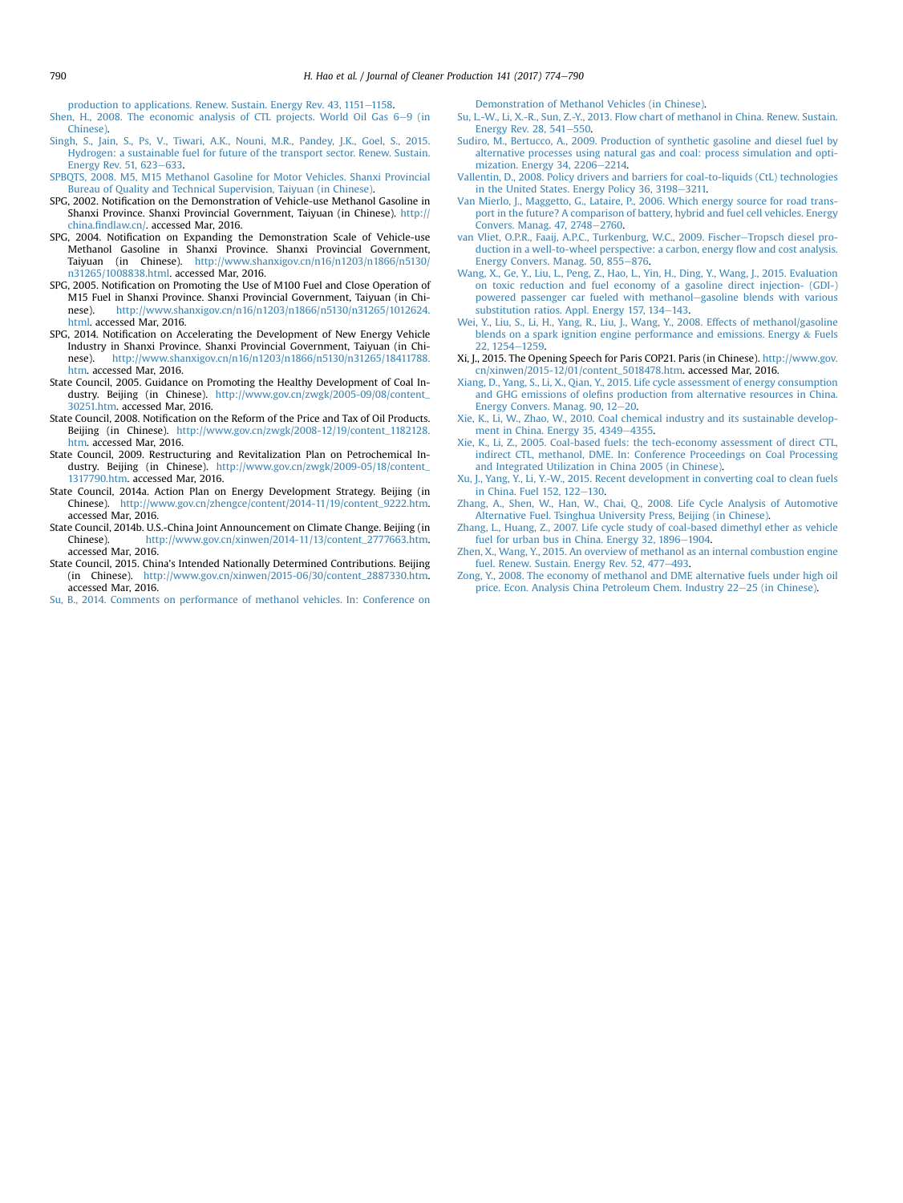production to applications. Renew. Sustain. Energy Rev. 43, 1151–1158.

Shen, H., 2008. The economic analysis of CTL projects. World Oil Gas 6–9 (in Chinese).

Singh, S., Jain, S., Ps, V., Tiwari, A.K., Nouni, M.R., Pandey, J.K., Goel, S., 2015. Hydrogen: a sustainable fuel for future of the transport sector. Renew. Sustain. Energy Rev. 51, 623–633.

SPBQTS, 2008. M5, M15 Methanol Gasoline for Motor Vehicles. Shanxi Provincial Bureau of Quality and Technical Supervision, Taiyuan (in Chinese).

SPG, 2002. Notification on the Demonstration of Vehicle-use Methanol Gasoline in Shanxi Province. Shanxi Provincial Government, Taiyuan (in Chinese). http://china.findlaw.cn/. accessed Mar, 2016.

SPG, 2004. Notification on Expanding the Demonstration Scale of Vehicle-use Methanol Gasoline in Shanxi Province. Shanxi Provincial Government, Taiyuan (in Chinese). http://www.shanxigov.cn/n16/n1203/n1866/n5130/n31265/1008838.html. accessed Mar, 2016.

SPG, 2005. Notification on Promoting the Use of M100 Fuel and Close Operation of M15 Fuel in Shanxi Province. Shanxi Provincial Government, Taiyuan (in Chinese). http://www.shanxigov.cn/n16/n1203/n1866/n5130/n31265/1012624.html. accessed Mar, 2016.

SPG, 2014. Notification on Accelerating the Development of New Energy Vehicle Industry in Shanxi Province. Shanxi Provincial Government, Taiyuan (in Chinese). http://www.shanxigov.cn/n16/n1203/n1866/n5130/n31265/18411788.htm. accessed Mar, 2016.

State Council, 2005. Guidance on Promoting the Healthy Development of Coal Industry. Beijing (in Chinese). http://www.gov.cn/zwgk/2005-09/08/content_30251.htm. accessed Mar, 2016.

State Council, 2008. Notification on the Reform of the Price and Tax of Oil Products. Beijing (in Chinese). http://www.gov.cn/zwgk/2008-12/19/content_1182128.htm. accessed Mar, 2016.

State Council, 2009. Restructuring and Revitalization Plan on Petrochemical Industry. Beijing (in Chinese). http://www.gov.cn/zwgk/2009-05/18/content_1317790.htm. accessed Mar, 2016.

State Council, 2014a. Action Plan on Energy Development Strategy. Beijing (in Chinese). http://www.gov.cn/zhengce/content/2014-11/19/content_9222.htm. accessed Mar, 2016.

State Council, 2014b. U.S.-China Joint Announcement on Climate Change. Beijing (in Chinese). http://www.gov.cn/xinwen/2014-11/13/content_2777663.htm. accessed Mar, 2016.

State Council, 2015. China's Intended Nationally Determined Contributions. Beijing (in Chinese). http://www.gov.cn/xinwen/2015-06/30/content_2887330.htm. accessed Mar, 2016.

Su, B., 2014. Comments on performance of methanol vehicles. In: Conference on Demonstration of Methanol Vehicles (in Chinese).

Su, L.-W., Li, X.-R., Sun, Z.-Y., 2013. Flow chart of methanol in China. Renew. Sustain. Energy Rev. 28, 541–550.

Sudiro, M., Bertucco, A., 2009. Production of synthetic gasoline and diesel fuel by alternative processes using natural gas and coal: process simulation and optimization. Energy 34, 2206–2214.

Vallentin, D., 2008. Policy drivers and barriers for coal-to-liquids (CtL) technologies in the United States. Energy Policy 36, 3198–3211.

Van Mierlo, J., Maggetto, G., Lataire, P., 2006. Which energy source for road transport in the future? A comparison of battery, hybrid and fuel cell vehicles. Energy Convers. Manag. 47, 2748–2760.

van Vliet, O.P.R., Faaij, A.P.C., Turkenburg, W.C., 2009. Fischer–Tropsch diesel production in a well-to-wheel perspective: a carbon, energy flow and cost analysis. Energy Convers. Manag. 50, 855–876.

Wang, X., Ge, Y., Liu, L., Peng, Z., Hao, L., Yin, H., Ding, Y., Wang, J., 2015. Evaluation on toxic reduction and fuel economy of a gasoline direct injection- (GDI-) powered passenger car fueled with methanol–gasoline blends with various substitution ratios. Appl. Energy 157, 134–143.

Wei, Y., Liu, S., Li, H., Yang, R., Liu, J., Wang, Y., 2008. Effects of methanol/gasoline blends on a spark ignition engine performance and emissions. Energy & Fuels 22, 1254–1259.

Xi, J., 2015. The Opening Speech for Paris COP21. Paris (in Chinese). http://www.gov.cn/xinwen/2015-12/01/content_5018478.htm. accessed Mar, 2016.

Xiang, D., Yang, S., Li, X., Qian, Y., 2015. Life cycle assessment of energy consumption and GHG emissions of olefins production from alternative resources in China. Energy Convers. Manag. 90, 12–20.

Xie, K., Li, W., Zhao, W., 2010. Coal chemical industry and its sustainable development in China. Energy 35, 4349–4355.

Xie, K., Li, Z., 2005. Coal-based fuels: the tech-economy assessment of direct CTL, indirect CTL, methanol, DME. In: Conference Proceedings on Coal Processing and Integrated Utilization in China 2005 (in Chinese).

Xu, J., Yang, Y., Li, Y.-W., 2015. Recent development in converting coal to clean fuels in China. Fuel 152, 122–130.

Zhang, A., Shen, W., Han, W., Chai, Q., 2008. Life Cycle Analysis of Automotive Alternative Fuel. Tsinghua University Press, Beijing (in Chinese).

Zhang, L., Huang, Z., 2007. Life cycle study of coal-based dimethyl ether as vehicle fuel for urban bus in China. Energy 32, 1896–1904.

Zhen, X., Wang, Y., 2015. An overview of methanol as an internal combustion engine fuel. Renew. Sustain. Energy Rev. 52, 477–493.

Zong, Y., 2008. The economy of methanol and DME alternative fuels under high oil price. Econ. Analysis China Petroleum Chem. Industry 22–25 (in Chinese).